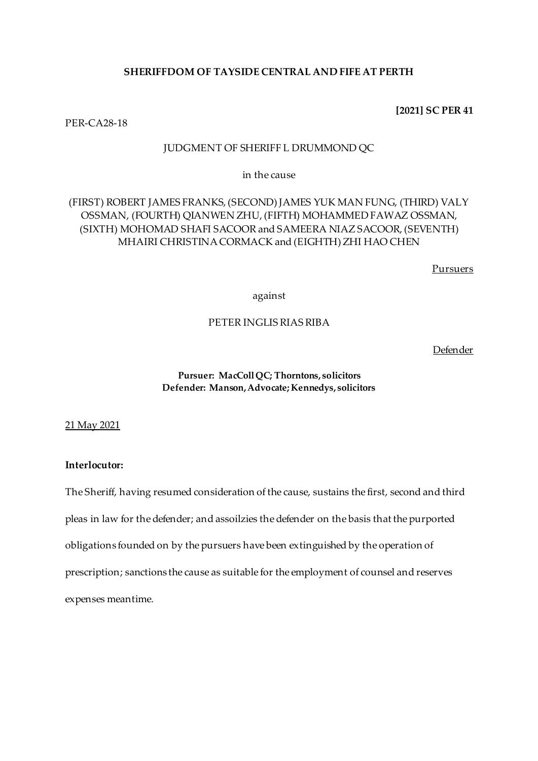**SHERIFFDOM OF TAYSIDE CENTRAL AND FIFE AT PERTH**

**[2021] SC PER 41**

PER-CA28-18

JUDGMENT OF SHERIFF L DRUMMOND QC

in the cause

(FIRST) ROBERT JAMES FRANKS, (SECOND) JAMES YUK MAN FUNG, (THIRD) VALY OSSMAN, (FOURTH) QIANWEN ZHU, (FIFTH) MOHAMMED FAWAZ OSSMAN, (SIXTH) MOHOMAD SHAFI SACOOR and SAMEERA NIAZ SACOOR, (SEVENTH) MHAIRI CHRISTINA CORMACK and (EIGHTH) ZHI HAO CHEN

Pursuers

against

PETER INGLIS RIAS RIBA

Defender

**Pursuer: MacColl QC; Thorntons, solicitors**
**Defender: Manson, Advocate; Kennedys, solicitors**

21 May 2021

**Interlocutor:**

The Sheriff, having resumed consideration of the cause, sustains the first, second and third pleas in law for the defender; and assoilzies the defender on the basis that the purported obligations founded on by the pursuers have been extinguished by the operation of prescription; sanctions the cause as suitable for the employment of counsel and reserves expenses meantime.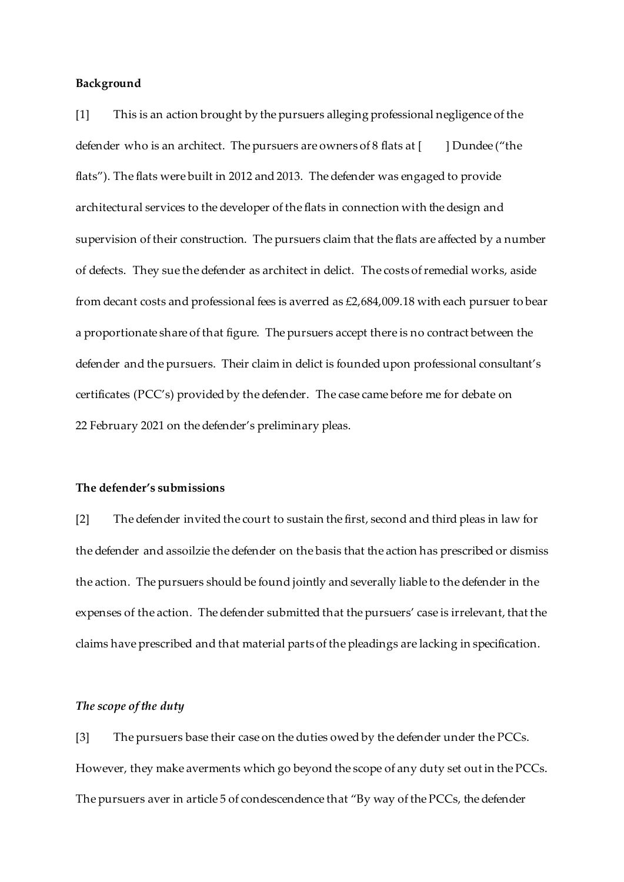**Background**

[1] This is an action brought by the pursuers alleging professional negligence of the defender who is an architect. The pursuers are owners of 8 flats at [ ] Dundee ("the flats"). The flats were built in 2012 and 2013. The defender was engaged to provide architectural services to the developer of the flats in connection with the design and supervision of their construction. The pursuers claim that the flats are affected by a number of defects. They sue the defender as architect in delict. The costs of remedial works, aside from decant costs and professional fees is averred as £2,684,009.18 with each pursuer to bear a proportionate share of that figure. The pursuers accept there is no contract between the defender and the pursuers. Their claim in delict is founded upon professional consultant's certificates (PCC's) provided by the defender. The case came before me for debate on 22 February 2021 on the defender's preliminary pleas.

**The defender's submissions**

[2] The defender invited the court to sustain the first, second and third pleas in law for the defender and assoilzie the defender on the basis that the action has prescribed or dismiss the action. The pursuers should be found jointly and severally liable to the defender in the expenses of the action. The defender submitted that the pursuers' case is irrelevant, that the claims have prescribed and that material parts of the pleadings are lacking in specification.

***The scope of the duty***

[3] The pursuers base their case on the duties owed by the defender under the PCCs. However, they make averments which go beyond the scope of any duty set out in the PCCs. The pursuers aver in article 5 of condescendence that "By way of the PCCs, the defender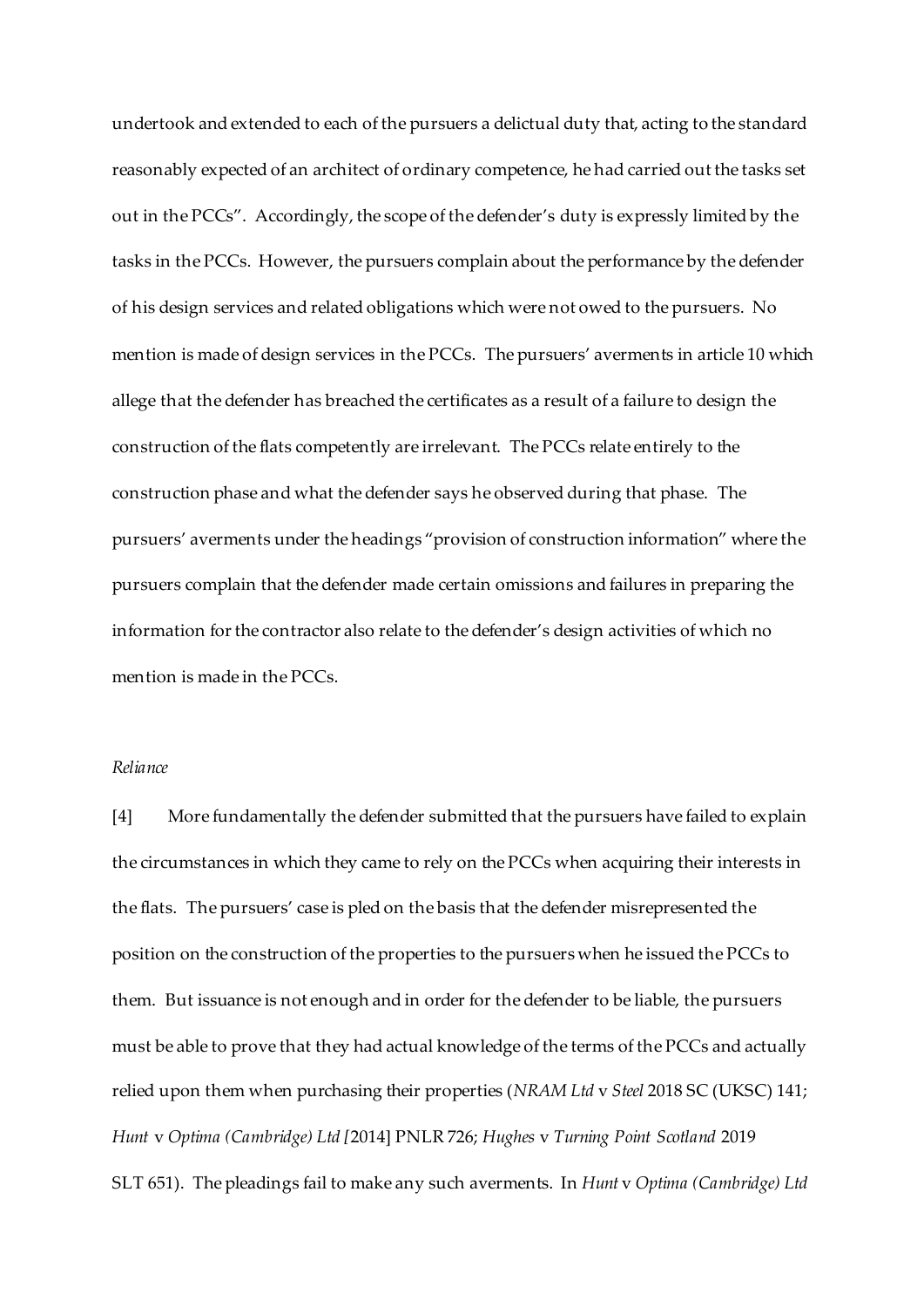undertook and extended to each of the pursuers a delictual duty that, acting to the standard reasonably expected of an architect of ordinary competence, he had carried out the tasks set out in the PCCs". Accordingly, the scope of the defender's duty is expressly limited by the tasks in the PCCs. However, the pursuers complain about the performance by the defender of his design services and related obligations which were not owed to the pursuers. No mention is made of design services in the PCCs. The pursuers' averments in article 10 which allege that the defender has breached the certificates as a result of a failure to design the construction of the flats competently are irrelevant. The PCCs relate entirely to the construction phase and what the defender says he observed during that phase. The pursuers' averments under the headings "provision of construction information" where the pursuers complain that the defender made certain omissions and failures in preparing the information for the contractor also relate to the defender's design activities of which no mention is made in the PCCs.

*Reliance*

[4] More fundamentally the defender submitted that the pursuers have failed to explain the circumstances in which they came to rely on the PCCs when acquiring their interests in the flats. The pursuers' case is pled on the basis that the defender misrepresented the position on the construction of the properties to the pursuers when he issued the PCCs to them. But issuance is not enough and in order for the defender to be liable, the pursuers must be able to prove that they had actual knowledge of the terms of the PCCs and actually relied upon them when purchasing their properties (*NRAM Ltd* v *Steel* 2018 SC (UKSC) 141; *Hunt* v *Optima (Cambridge) Ltd [*2014] PNLR 726; *Hughes* v *Turning Point Scotland* 2019 SLT 651). The pleadings fail to make any such averments. In *Hunt* v *Optima (Cambridge) Ltd*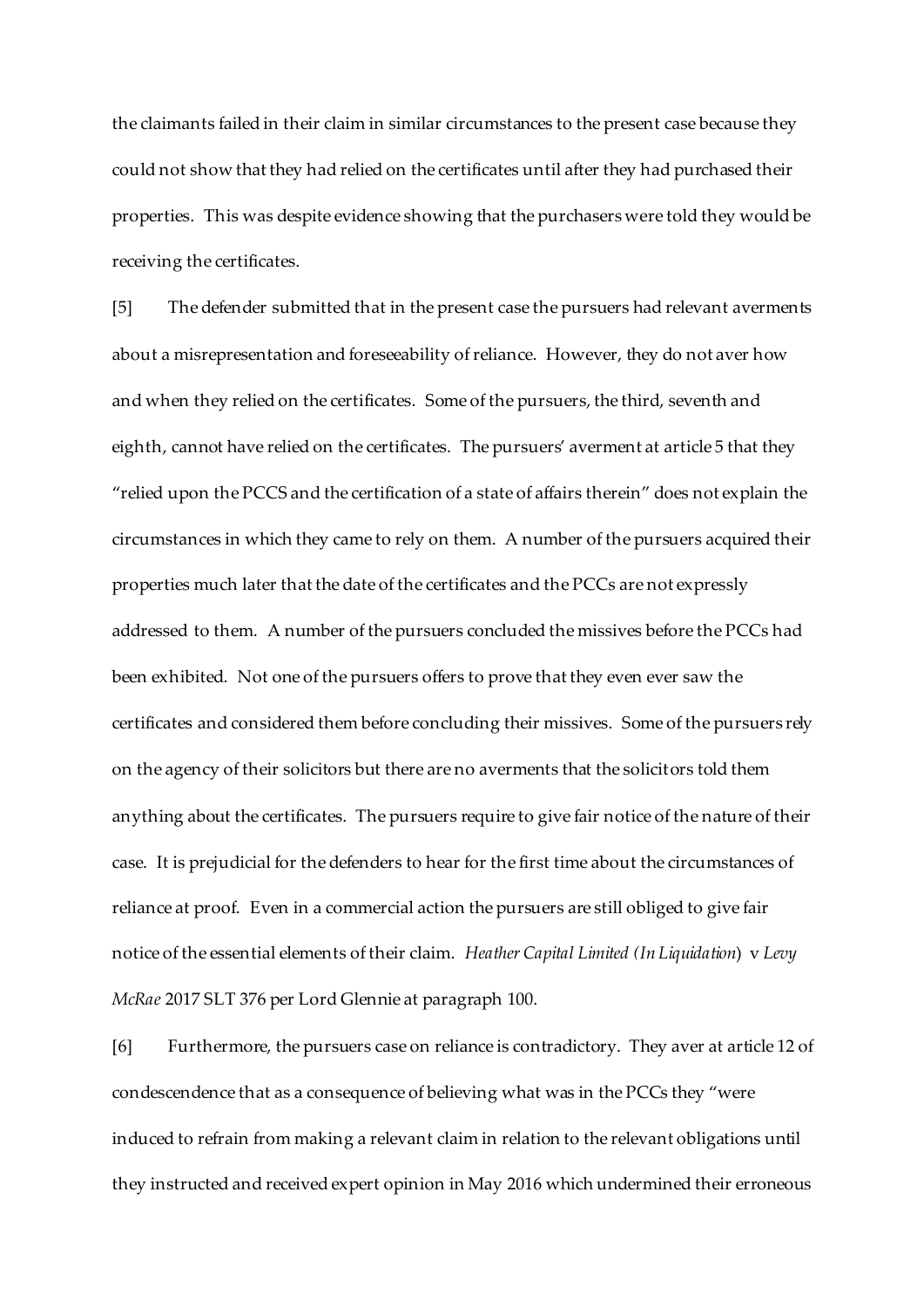the claimants failed in their claim in similar circumstances to the present case because they could not show that they had relied on the certificates until after they had purchased their properties. This was despite evidence showing that the purchasers were told they would be receiving the certificates.

[5] The defender submitted that in the present case the pursuers had relevant averments about a misrepresentation and foreseeability of reliance. However, they do not aver how and when they relied on the certificates. Some of the pursuers, the third, seventh and eighth, cannot have relied on the certificates. The pursuers' averment at article 5 that they "relied upon the PCCS and the certification of a state of affairs therein" does not explain the circumstances in which they came to rely on them. A number of the pursuers acquired their properties much later that the date of the certificates and the PCCs are not expressly addressed to them. A number of the pursuers concluded the missives before the PCCs had been exhibited. Not one of the pursuers offers to prove that they even ever saw the certificates and considered them before concluding their missives. Some of the pursuers rely on the agency of their solicitors but there are no averments that the solicitors told them anything about the certificates. The pursuers require to give fair notice of the nature of their case. It is prejudicial for the defenders to hear for the first time about the circumstances of reliance at proof. Even in a commercial action the pursuers are still obliged to give fair notice of the essential elements of their claim. *Heather Capital Limited (In Liquidation*) v *Levy McRae* 2017 SLT 376 per Lord Glennie at paragraph 100.

[6] Furthermore, the pursuers case on reliance is contradictory. They aver at article 12 of condescendence that as a consequence of believing what was in the PCCs they "were induced to refrain from making a relevant claim in relation to the relevant obligations until they instructed and received expert opinion in May 2016 which undermined their erroneous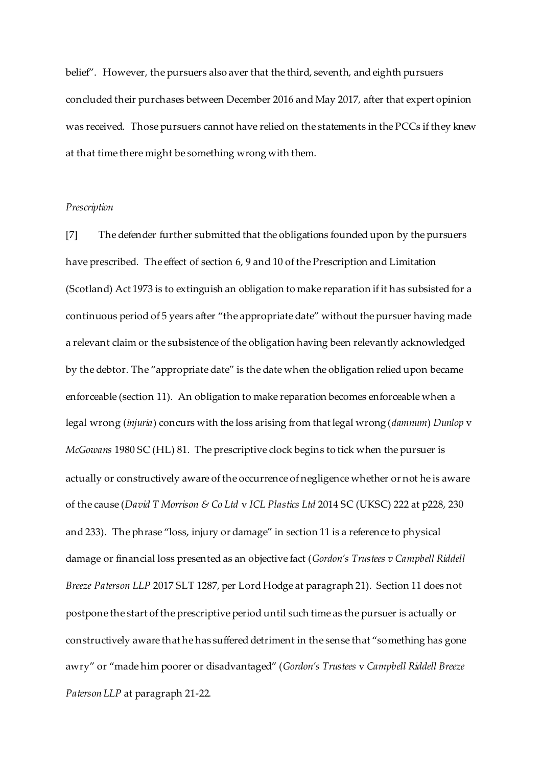belief". However, the pursuers also aver that the third, seventh, and eighth pursuers concluded their purchases between December 2016 and May 2017, after that expert opinion was received. Those pursuers cannot have relied on the statements in the PCCs if they knew at that time there might be something wrong with them.

*Prescription*

[7] The defender further submitted that the obligations founded upon by the pursuers have prescribed. The effect of section 6, 9 and 10 of the Prescription and Limitation (Scotland) Act 1973 is to extinguish an obligation to make reparation if it has subsisted for a continuous period of 5 years after "the appropriate date" without the pursuer having made a relevant claim or the subsistence of the obligation having been relevantly acknowledged by the debtor. The "appropriate date" is the date when the obligation relied upon became enforceable (section 11). An obligation to make reparation becomes enforceable when a legal wrong (*injuria*) concurs with the loss arising from that legal wrong (*damnum*) *Dunlop* v *McGowans* 1980 SC (HL) 81. The prescriptive clock begins to tick when the pursuer is actually or constructively aware of the occurrence of negligence whether or not he is aware of the cause (*David T Morrison & Co Ltd* v *ICL Plastics Ltd* 2014 SC (UKSC) 222 at p228, 230 and 233). The phrase "loss, injury or damage" in section 11 is a reference to physical damage or financial loss presented as an objective fact (*Gordon's Trustees v Campbell Riddell Breeze Paterson LLP* 2017 SLT 1287, per Lord Hodge at paragraph 21). Section 11 does not postpone the start of the prescriptive period until such time as the pursuer is actually or constructively aware that he has suffered detriment in the sense that "something has gone awry" or "made him poorer or disadvantaged" (*Gordon's Trustees* v *Campbell Riddell Breeze Paterson LLP* at paragraph 21-22.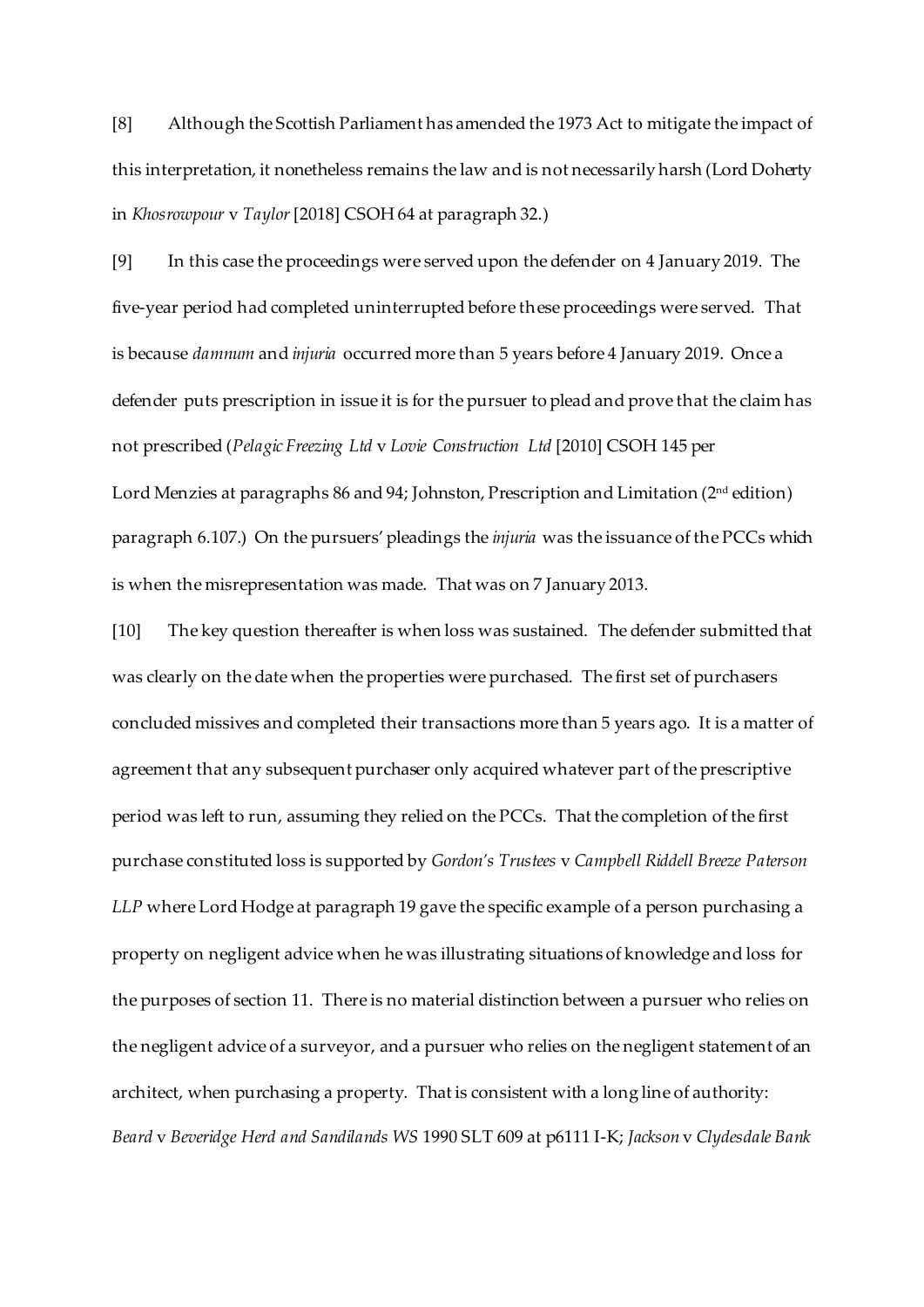[8] Although the Scottish Parliament has amended the 1973 Act to mitigate the impact of this interpretation, it nonetheless remains the law and is not necessarily harsh (Lord Doherty in *Khosrowpour* v *Taylor* [2018] CSOH 64 at paragraph 32.)

[9] In this case the proceedings were served upon the defender on 4 January 2019. The five-year period had completed uninterrupted before these proceedings were served. That is because *damnum* and *injuria* occurred more than 5 years before 4 January 2019. Once a defender puts prescription in issue it is for the pursuer to plead and prove that the claim has not prescribed (*Pelagic Freezing Ltd* v *Lovie Construction Ltd* [2010] CSOH 145 per Lord Menzies at paragraphs 86 and 94; Johnston, Prescription and Limitation (2nd edition) paragraph 6.107.) On the pursuers' pleadings the *injuria* was the issuance of the PCCs which is when the misrepresentation was made. That was on 7 January 2013.

[10] The key question thereafter is when loss was sustained. The defender submitted that was clearly on the date when the properties were purchased. The first set of purchasers concluded missives and completed their transactions more than 5 years ago. It is a matter of agreement that any subsequent purchaser only acquired whatever part of the prescriptive period was left to run, assuming they relied on the PCCs. That the completion of the first purchase constituted loss is supported by *Gordon's Trustees* v *Campbell Riddell Breeze Paterson LLP* where Lord Hodge at paragraph 19 gave the specific example of a person purchasing a property on negligent advice when he was illustrating situations of knowledge and loss for the purposes of section 11. There is no material distinction between a pursuer who relies on the negligent advice of a surveyor, and a pursuer who relies on the negligent statement of an architect, when purchasing a property. That is consistent with a long line of authority: *Beard* v *Beveridge Herd and Sandilands WS* 1990 SLT 609 at p6111 I-K; *Jackson* v *Clydesdale Bank*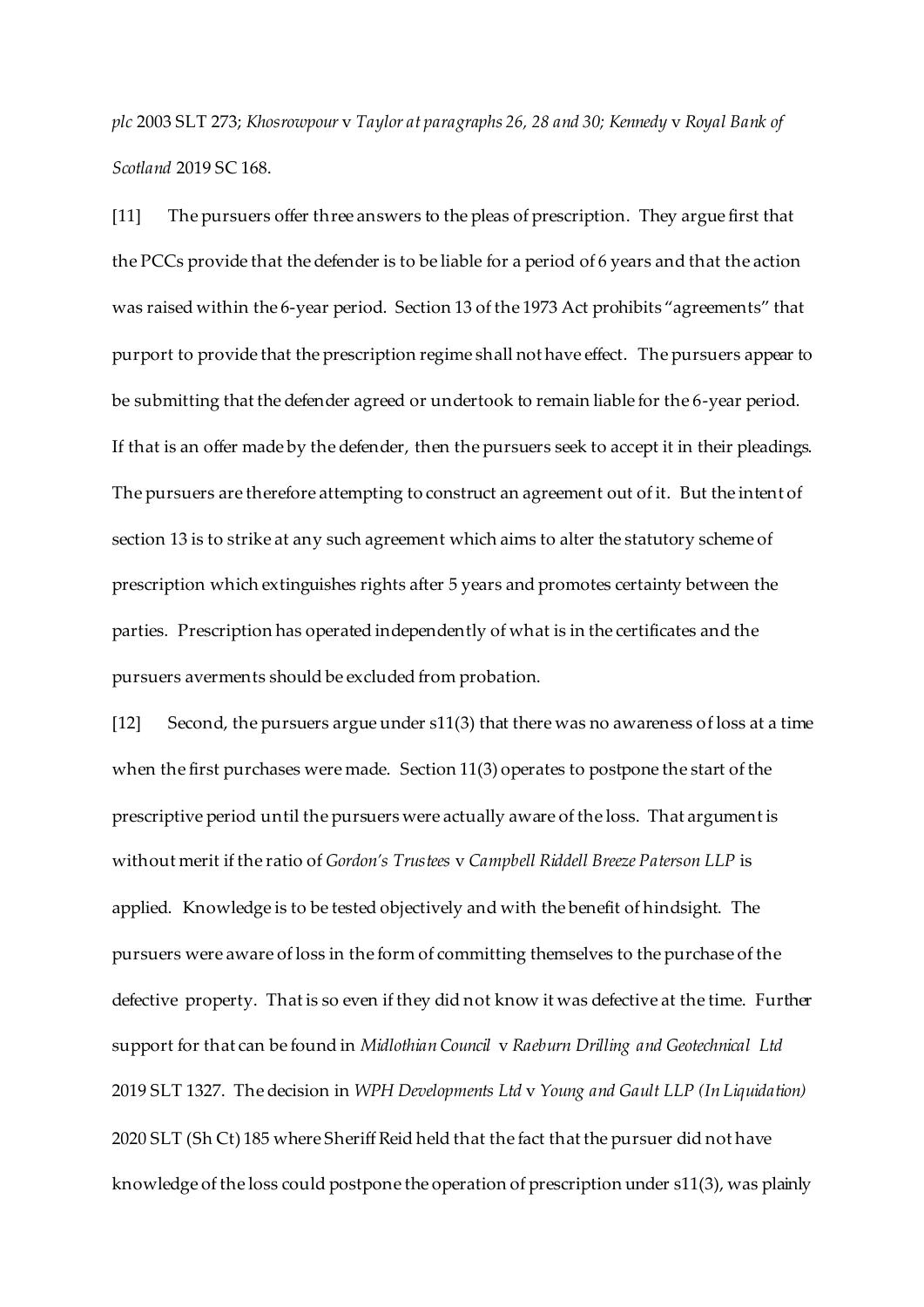*plc* 2003 SLT 273; *Khosrowpour* v *Taylor at paragraphs 26, 28 and 30; Kennedy* v *Royal Bank of Scotland* 2019 SC 168.

[11] The pursuers offer three answers to the pleas of prescription. They argue first that the PCCs provide that the defender is to be liable for a period of 6 years and that the action was raised within the 6-year period. Section 13 of the 1973 Act prohibits "agreements" that purport to provide that the prescription regime shall not have effect. The pursuers appear to be submitting that the defender agreed or undertook to remain liable for the 6-year period. If that is an offer made by the defender, then the pursuers seek to accept it in their pleadings. The pursuers are therefore attempting to construct an agreement out of it. But the intent of section 13 is to strike at any such agreement which aims to alter the statutory scheme of prescription which extinguishes rights after 5 years and promotes certainty between the parties. Prescription has operated independently of what is in the certificates and the pursuers averments should be excluded from probation.

[12] Second, the pursuers argue under s11(3) that there was no awareness of loss at a time when the first purchases were made. Section 11(3) operates to postpone the start of the prescriptive period until the pursuers were actually aware of the loss. That argument is without merit if the ratio of *Gordon's Trustees* v *Campbell Riddell Breeze Paterson LLP* is applied. Knowledge is to be tested objectively and with the benefit of hindsight. The pursuers were aware of loss in the form of committing themselves to the purchase of the defective property. That is so even if they did not know it was defective at the time. Further support for that can be found in *Midlothian Council* v *Raeburn Drilling and Geotechnical Ltd* 2019 SLT 1327. The decision in *WPH Developments Ltd* v *Young and Gault LLP (In Liquidation)* 2020 SLT (Sh Ct) 185 where Sheriff Reid held that the fact that the pursuer did not have knowledge of the loss could postpone the operation of prescription under s11(3), was plainly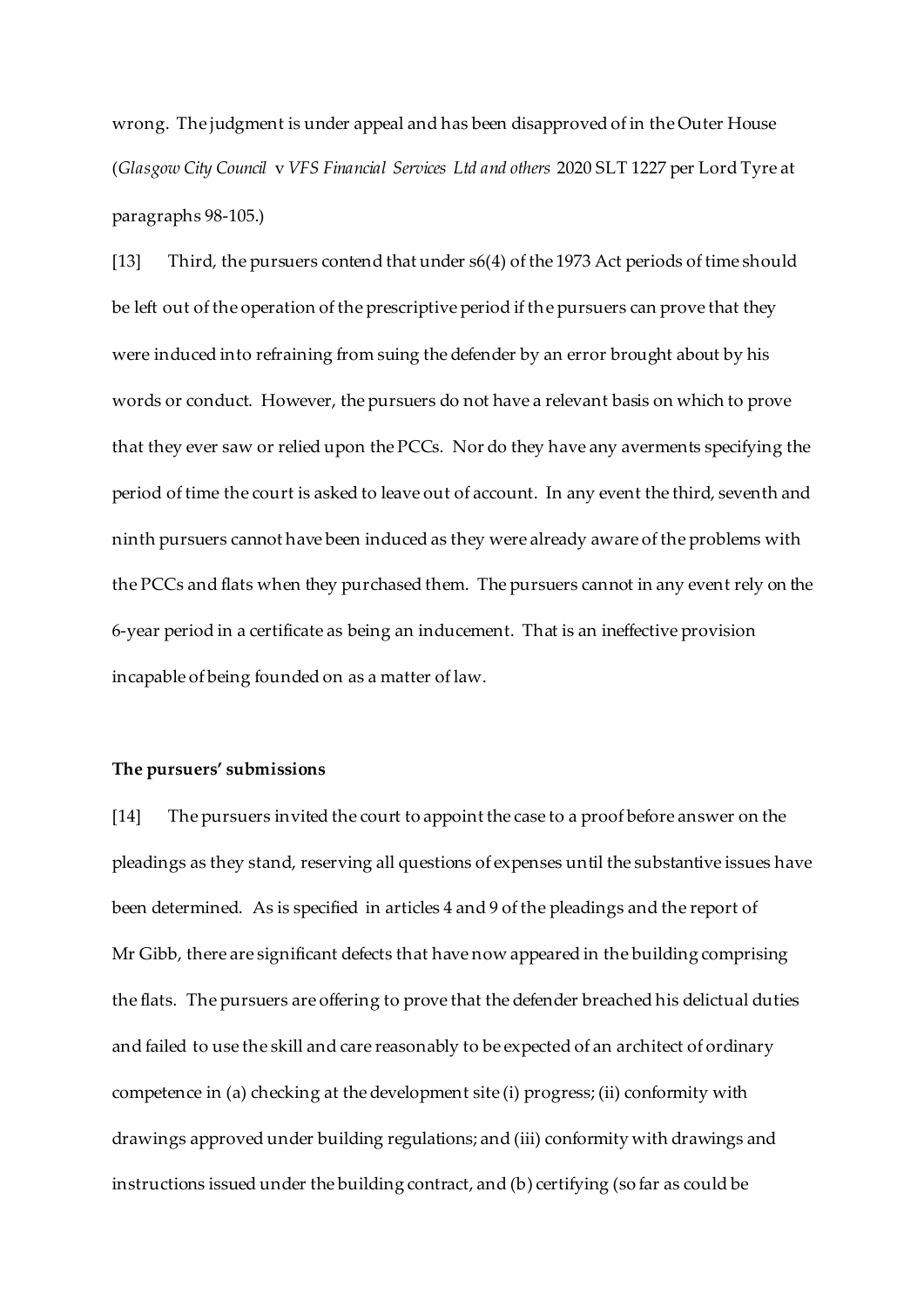wrong. The judgment is under appeal and has been disapproved of in the Outer House (*Glasgow City Council* v *VFS Financial Services Ltd and others* 2020 SLT 1227 per Lord Tyre at paragraphs 98-105.)

[13] Third, the pursuers contend that under s6(4) of the 1973 Act periods of time should be left out of the operation of the prescriptive period if the pursuers can prove that they were induced into refraining from suing the defender by an error brought about by his words or conduct. However, the pursuers do not have a relevant basis on which to prove that they ever saw or relied upon the PCCs. Nor do they have any averments specifying the period of time the court is asked to leave out of account. In any event the third, seventh and ninth pursuers cannot have been induced as they were already aware of the problems with the PCCs and flats when they purchased them. The pursuers cannot in any event rely on the 6-year period in a certificate as being an inducement. That is an ineffective provision incapable of being founded on as a matter of law.

**The pursuers' submissions**

[14] The pursuers invited the court to appoint the case to a proof before answer on the pleadings as they stand, reserving all questions of expenses until the substantive issues have been determined. As is specified in articles 4 and 9 of the pleadings and the report of Mr Gibb, there are significant defects that have now appeared in the building comprising the flats. The pursuers are offering to prove that the defender breached his delictual duties and failed to use the skill and care reasonably to be expected of an architect of ordinary competence in (a) checking at the development site (i) progress; (ii) conformity with drawings approved under building regulations; and (iii) conformity with drawings and instructions issued under the building contract, and (b) certifying (so far as could be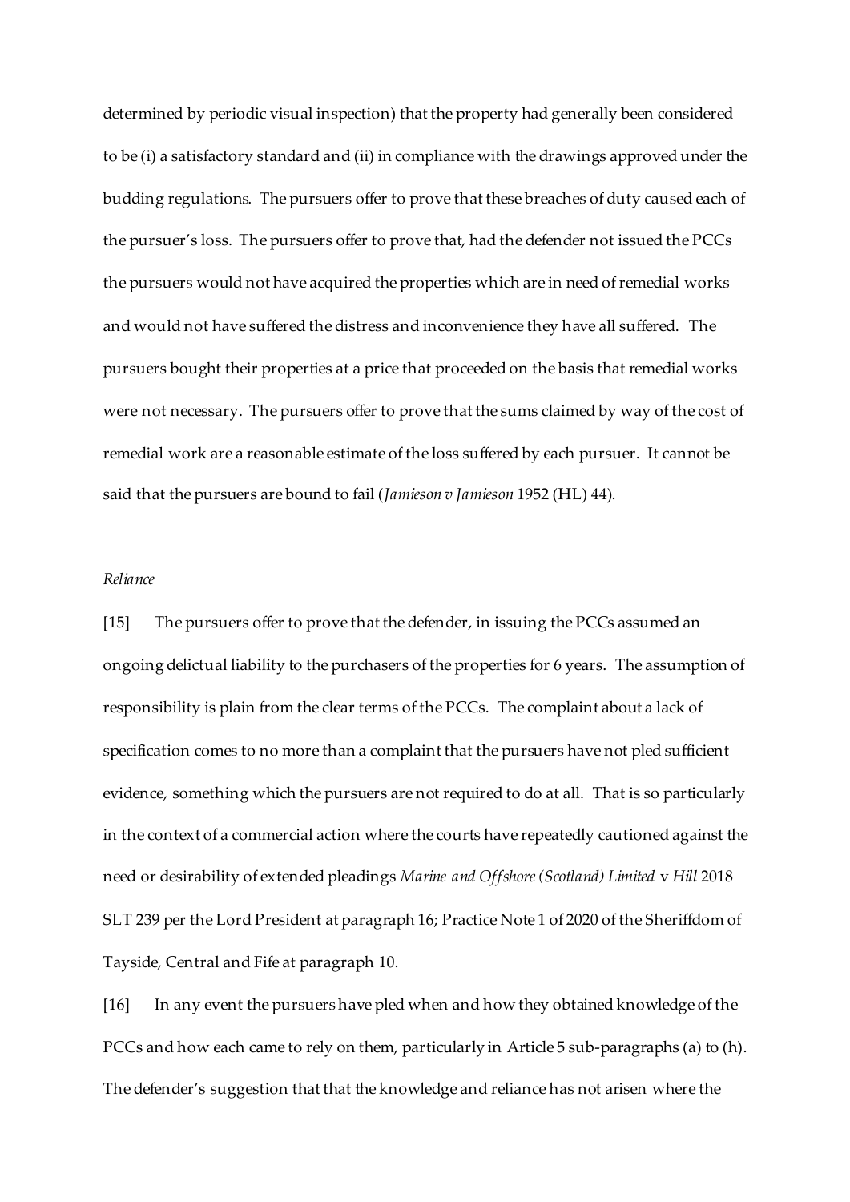determined by periodic visual inspection) that the property had generally been considered to be (i) a satisfactory standard and (ii) in compliance with the drawings approved under the budding regulations. The pursuers offer to prove that these breaches of duty caused each of the pursuer's loss. The pursuers offer to prove that, had the defender not issued the PCCs the pursuers would not have acquired the properties which are in need of remedial works and would not have suffered the distress and inconvenience they have all suffered. The pursuers bought their properties at a price that proceeded on the basis that remedial works were not necessary. The pursuers offer to prove that the sums claimed by way of the cost of remedial work are a reasonable estimate of the loss suffered by each pursuer. It cannot be said that the pursuers are bound to fail (*Jamieson v Jamieson* 1952 (HL) 44).

*Reliance*

[15] The pursuers offer to prove that the defender, in issuing the PCCs assumed an ongoing delictual liability to the purchasers of the properties for 6 years. The assumption of responsibility is plain from the clear terms of the PCCs. The complaint about a lack of specification comes to no more than a complaint that the pursuers have not pled sufficient evidence, something which the pursuers are not required to do at all. That is so particularly in the context of a commercial action where the courts have repeatedly cautioned against the need or desirability of extended pleadings *Marine and Offshore (Scotland) Limited* v *Hill* 2018 SLT 239 per the Lord President at paragraph 16; Practice Note 1 of 2020 of the Sheriffdom of Tayside, Central and Fife at paragraph 10.

[16] In any event the pursuers have pled when and how they obtained knowledge of the PCCs and how each came to rely on them, particularly in Article 5 sub-paragraphs (a) to (h). The defender's suggestion that that the knowledge and reliance has not arisen where the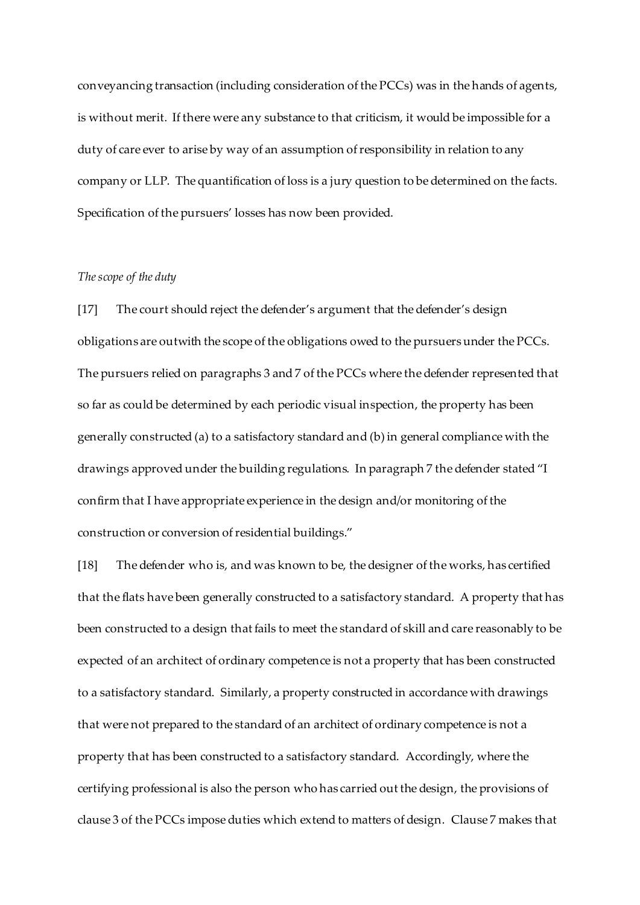conveyancing transaction (including consideration of the PCCs) was in the hands of agents, is without merit. If there were any substance to that criticism, it would be impossible for a duty of care ever to arise by way of an assumption of responsibility in relation to any company or LLP. The quantification of loss is a jury question to be determined on the facts. Specification of the pursuers' losses has now been provided.

*The scope of the duty*

[17] The court should reject the defender's argument that the defender's design obligations are outwith the scope of the obligations owed to the pursuers under the PCCs. The pursuers relied on paragraphs 3 and 7 of the PCCs where the defender represented that so far as could be determined by each periodic visual inspection, the property has been generally constructed (a) to a satisfactory standard and (b) in general compliance with the drawings approved under the building regulations. In paragraph 7 the defender stated "I confirm that I have appropriate experience in the design and/or monitoring of the construction or conversion of residential buildings."

[18] The defender who is, and was known to be, the designer of the works, has certified that the flats have been generally constructed to a satisfactory standard. A property that has been constructed to a design that fails to meet the standard of skill and care reasonably to be expected of an architect of ordinary competence is not a property that has been constructed to a satisfactory standard. Similarly, a property constructed in accordance with drawings that were not prepared to the standard of an architect of ordinary competence is not a property that has been constructed to a satisfactory standard. Accordingly, where the certifying professional is also the person who has carried out the design, the provisions of clause 3 of the PCCs impose duties which extend to matters of design. Clause 7 makes that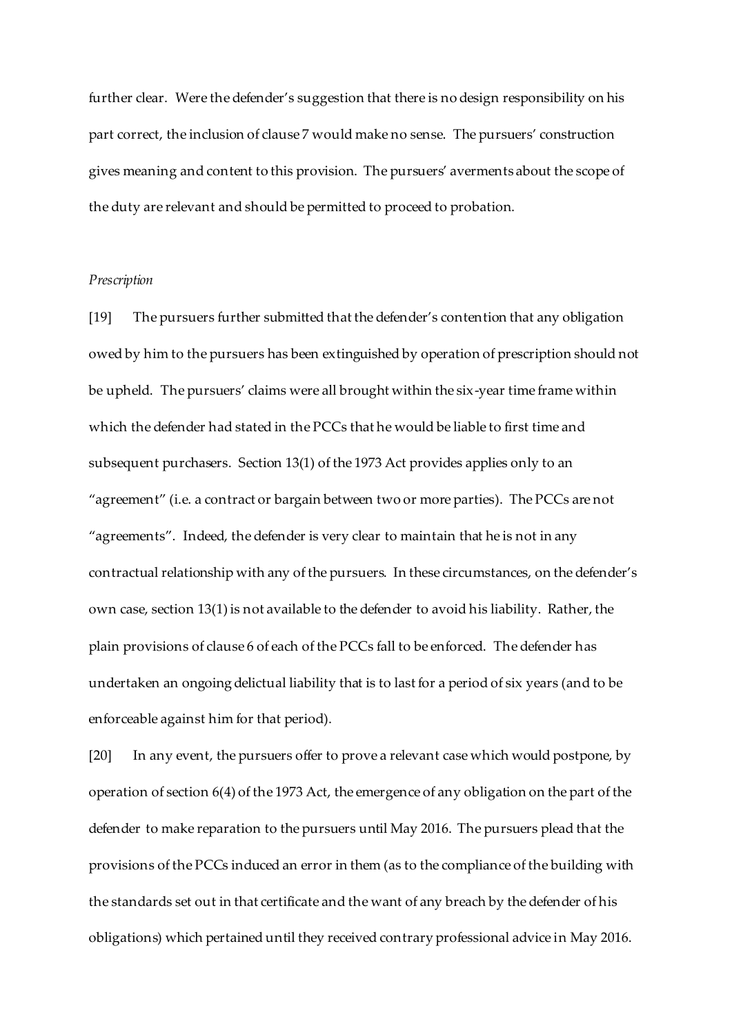further clear. Were the defender's suggestion that there is no design responsibility on his part correct, the inclusion of clause 7 would make no sense. The pursuers' construction gives meaning and content to this provision. The pursuers' averments about the scope of the duty are relevant and should be permitted to proceed to probation.

*Prescription*

[19] The pursuers further submitted that the defender's contention that any obligation owed by him to the pursuers has been extinguished by operation of prescription should not be upheld. The pursuers' claims were all brought within the six-year time frame within which the defender had stated in the PCCs that he would be liable to first time and subsequent purchasers. Section 13(1) of the 1973 Act provides applies only to an "agreement" (i.e. a contract or bargain between two or more parties). The PCCs are not "agreements". Indeed, the defender is very clear to maintain that he is not in any contractual relationship with any of the pursuers. In these circumstances, on the defender's own case, section 13(1) is not available to the defender to avoid his liability. Rather, the plain provisions of clause 6 of each of the PCCs fall to be enforced. The defender has undertaken an ongoing delictual liability that is to last for a period of six years (and to be enforceable against him for that period).

[20] In any event, the pursuers offer to prove a relevant case which would postpone, by operation of section 6(4) of the 1973 Act, the emergence of any obligation on the part of the defender to make reparation to the pursuers until May 2016. The pursuers plead that the provisions of the PCCs induced an error in them (as to the compliance of the building with the standards set out in that certificate and the want of any breach by the defender of his obligations) which pertained until they received contrary professional advice in May 2016.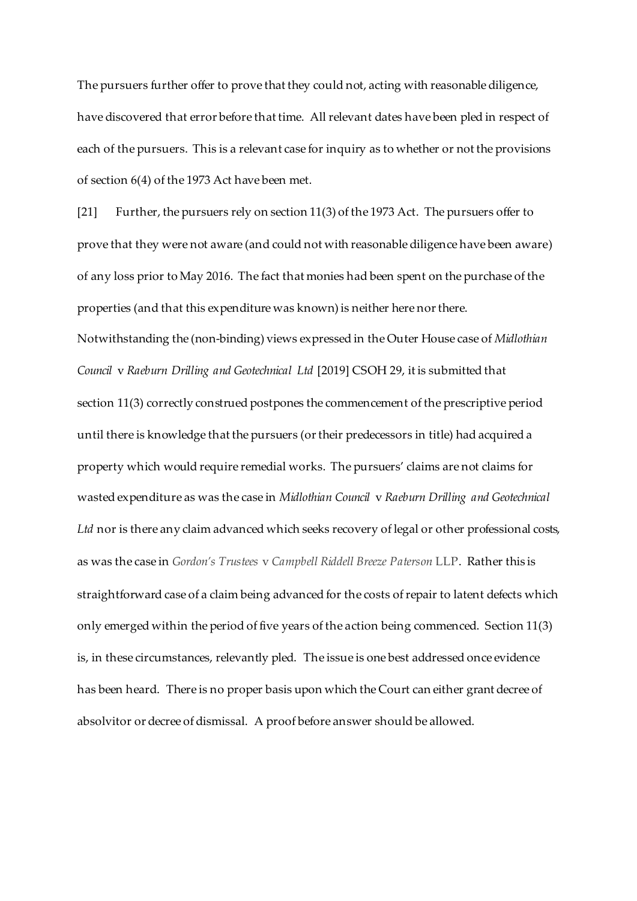The pursuers further offer to prove that they could not, acting with reasonable diligence, have discovered that error before that time. All relevant dates have been pled in respect of each of the pursuers. This is a relevant case for inquiry as to whether or not the provisions of section 6(4) of the 1973 Act have been met.

[21] Further, the pursuers rely on section 11(3) of the 1973 Act. The pursuers offer to prove that they were not aware (and could not with reasonable diligence have been aware) of any loss prior to May 2016. The fact that monies had been spent on the purchase of the properties (and that this expenditure was known) is neither here nor there. Notwithstanding the (non-binding) views expressed in the Outer House case of *Midlothian Council* v *Raeburn Drilling and Geotechnical Ltd* [2019] CSOH 29, it is submitted that section 11(3) correctly construed postpones the commencement of the prescriptive period until there is knowledge that the pursuers (or their predecessors in title) had acquired a property which would require remedial works. The pursuers' claims are not claims for wasted expenditure as was the case in *Midlothian Council* v *Raeburn Drilling and Geotechnical Ltd* nor is there any claim advanced which seeks recovery of legal or other professional costs, as was the case in *Gordon's Trustees* v *Campbell Riddell Breeze Paterson* LLP. Rather this is straightforward case of a claim being advanced for the costs of repair to latent defects which only emerged within the period of five years of the action being commenced. Section 11(3) is, in these circumstances, relevantly pled. The issue is one best addressed once evidence has been heard. There is no proper basis upon which the Court can either grant decree of absolvitor or decree of dismissal. A proof before answer should be allowed.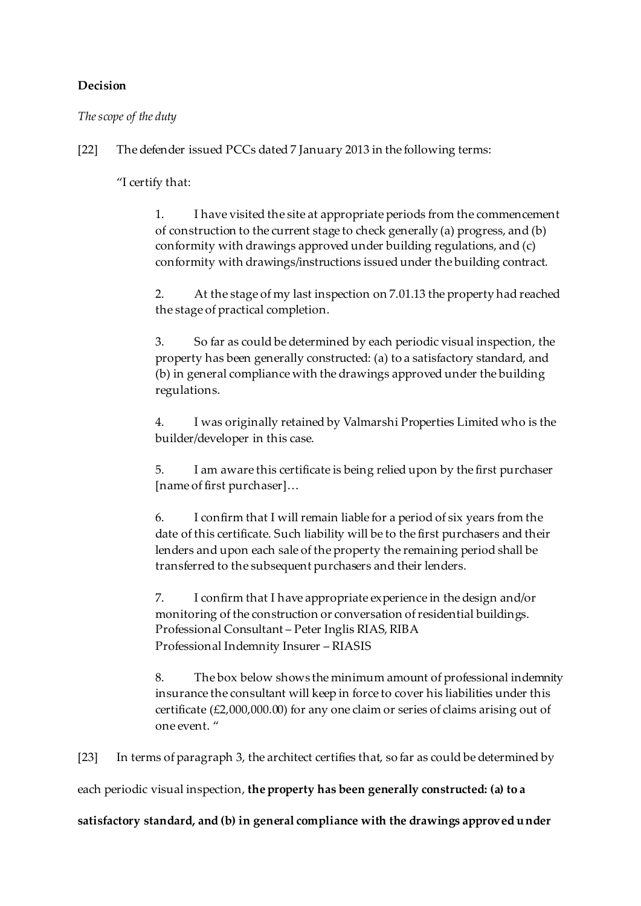**Decision**

*The scope of the duty*

[22] The defender issued PCCs dated 7 January 2013 in the following terms:

> "I certify that:
>
> 1. I have visited the site at appropriate periods from the commencement of construction to the current stage to check generally (a) progress, and (b) conformity with drawings approved under building regulations, and (c) conformity with drawings/instructions issued under the building contract.
>
> 2. At the stage of my last inspection on 7.01.13 the property had reached the stage of practical completion.
>
> 3. So far as could be determined by each periodic visual inspection, the property has been generally constructed: (a) to a satisfactory standard, and (b) in general compliance with the drawings approved under the building regulations.
>
> 4. I was originally retained by Valmarshi Properties Limited who is the builder/developer in this case.
>
> 5. I am aware this certificate is being relied upon by the first purchaser [name of first purchaser]…
>
> 6. I confirm that I will remain liable for a period of six years from the date of this certificate. Such liability will be to the first purchasers and their lenders and upon each sale of the property the remaining period shall be transferred to the subsequent purchasers and their lenders.
>
> 7. I confirm that I have appropriate experience in the design and/or monitoring of the construction or conversation of residential buildings.
> Professional Consultant – Peter Inglis RIAS, RIBA
> Professional Indemnity Insurer – RIASIS
>
> 8. The box below shows the minimum amount of professional indemnity insurance the consultant will keep in force to cover his liabilities under this certificate (£2,000,000.00) for any one claim or series of claims arising out of one event. "

[23] In terms of paragraph 3, the architect certifies that, so far as could be determined by each periodic visual inspection, **the property has been generally constructed: (a) to a satisfactory standard, and (b) in general compliance with the drawings approved under**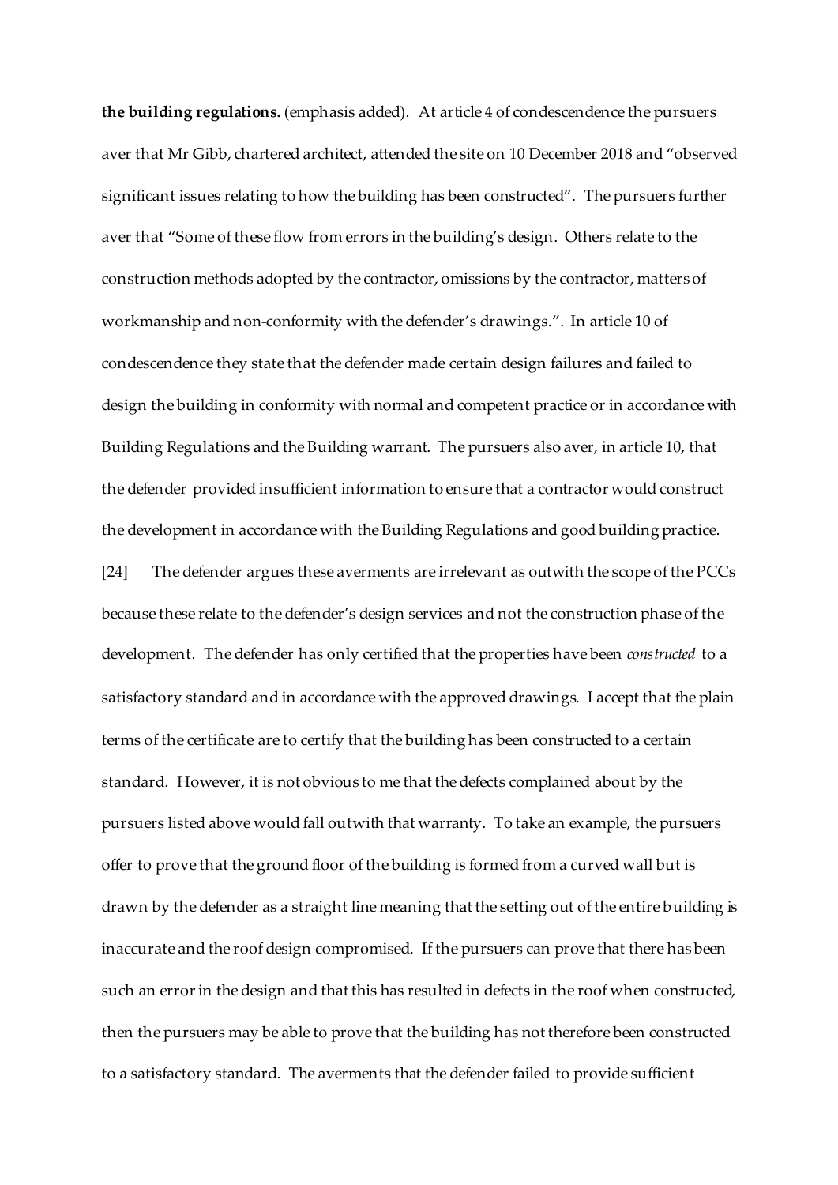**the building regulations.** (emphasis added). At article 4 of condescendence the pursuers aver that Mr Gibb, chartered architect, attended the site on 10 December 2018 and "observed significant issues relating to how the building has been constructed". The pursuers further aver that "Some of these flow from errors in the building's design. Others relate to the construction methods adopted by the contractor, omissions by the contractor, matters of workmanship and non-conformity with the defender's drawings.". In article 10 of condescendence they state that the defender made certain design failures and failed to design the building in conformity with normal and competent practice or in accordance with Building Regulations and the Building warrant. The pursuers also aver, in article 10, that the defender provided insufficient information to ensure that a contractor would construct the development in accordance with the Building Regulations and good building practice.

[24] The defender argues these averments are irrelevant as outwith the scope of the PCCs because these relate to the defender's design services and not the construction phase of the development. The defender has only certified that the properties have been *constructed* to a satisfactory standard and in accordance with the approved drawings. I accept that the plain terms of the certificate are to certify that the building has been constructed to a certain standard. However, it is not obvious to me that the defects complained about by the pursuers listed above would fall outwith that warranty. To take an example, the pursuers offer to prove that the ground floor of the building is formed from a curved wall but is drawn by the defender as a straight line meaning that the setting out of the entire building is inaccurate and the roof design compromised. If the pursuers can prove that there has been such an error in the design and that this has resulted in defects in the roof when constructed, then the pursuers may be able to prove that the building has not therefore been constructed to a satisfactory standard. The averments that the defender failed to provide sufficient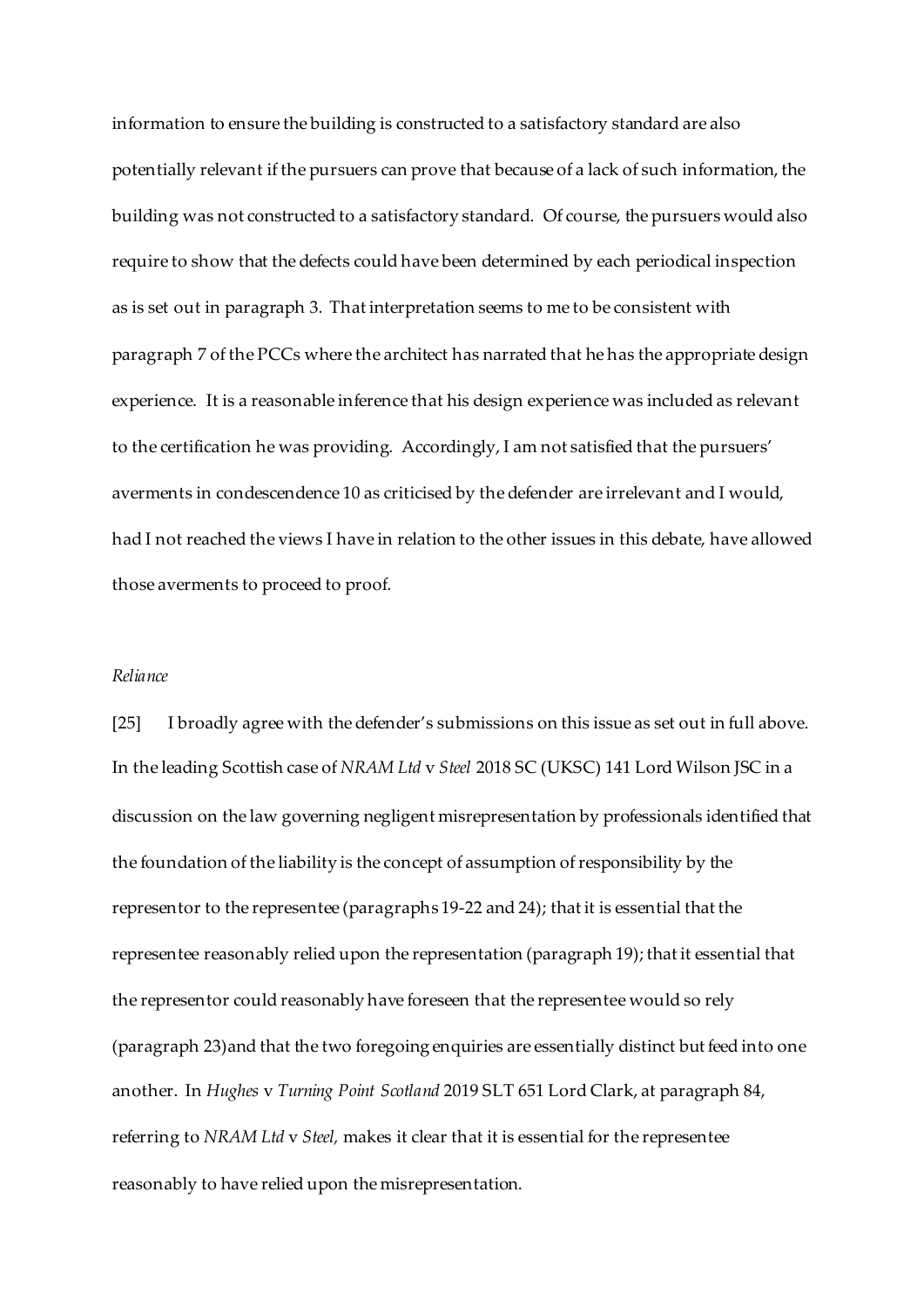information to ensure the building is constructed to a satisfactory standard are also potentially relevant if the pursuers can prove that because of a lack of such information, the building was not constructed to a satisfactory standard. Of course, the pursuers would also require to show that the defects could have been determined by each periodical inspection as is set out in paragraph 3. That interpretation seems to me to be consistent with paragraph 7 of the PCCs where the architect has narrated that he has the appropriate design experience. It is a reasonable inference that his design experience was included as relevant to the certification he was providing. Accordingly, I am not satisfied that the pursuers' averments in condescendence 10 as criticised by the defender are irrelevant and I would, had I not reached the views I have in relation to the other issues in this debate, have allowed those averments to proceed to proof.

*Reliance*

[25] I broadly agree with the defender's submissions on this issue as set out in full above. In the leading Scottish case of *NRAM Ltd* v *Steel* 2018 SC (UKSC) 141 Lord Wilson JSC in a discussion on the law governing negligent misrepresentation by professionals identified that the foundation of the liability is the concept of assumption of responsibility by the representor to the representee (paragraphs 19-22 and 24); that it is essential that the representee reasonably relied upon the representation (paragraph 19); that it essential that the representor could reasonably have foreseen that the representee would so rely (paragraph 23)and that the two foregoing enquiries are essentially distinct but feed into one another. In *Hughes* v *Turning Point Scotland* 2019 SLT 651 Lord Clark, at paragraph 84, referring to *NRAM Ltd* v *Steel,* makes it clear that it is essential for the representee reasonably to have relied upon the misrepresentation.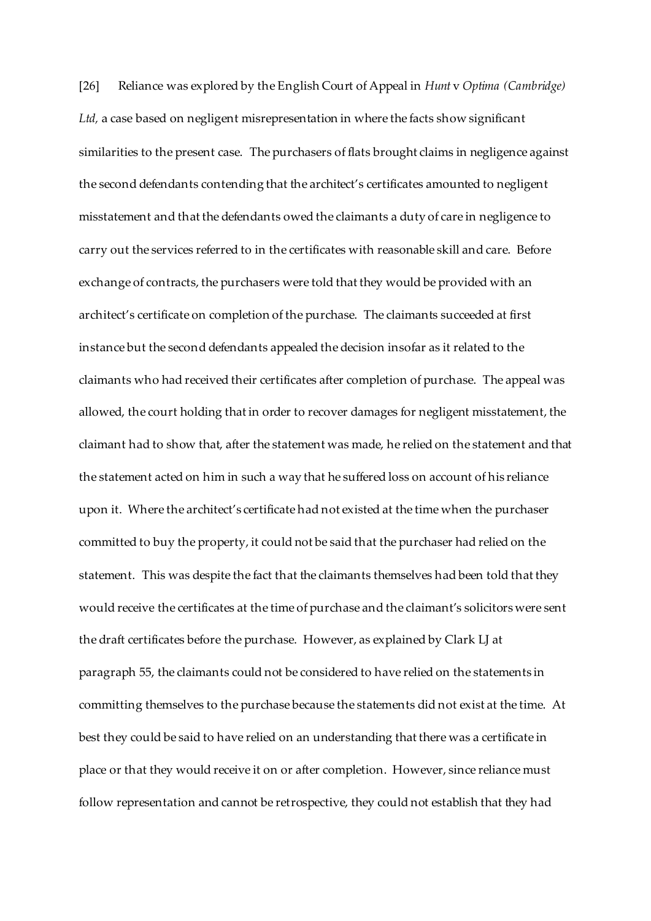[26] Reliance was explored by the English Court of Appeal in *Hunt* v *Optima (Cambridge) Ltd,* a case based on negligent misrepresentation in where the facts show significant similarities to the present case. The purchasers of flats brought claims in negligence against the second defendants contending that the architect's certificates amounted to negligent misstatement and that the defendants owed the claimants a duty of care in negligence to carry out the services referred to in the certificates with reasonable skill and care. Before exchange of contracts, the purchasers were told that they would be provided with an architect's certificate on completion of the purchase. The claimants succeeded at first instance but the second defendants appealed the decision insofar as it related to the claimants who had received their certificates after completion of purchase. The appeal was allowed, the court holding that in order to recover damages for negligent misstatement, the claimant had to show that, after the statement was made, he relied on the statement and that the statement acted on him in such a way that he suffered loss on account of his reliance upon it. Where the architect's certificate had not existed at the time when the purchaser committed to buy the property, it could not be said that the purchaser had relied on the statement. This was despite the fact that the claimants themselves had been told that they would receive the certificates at the time of purchase and the claimant's solicitors were sent the draft certificates before the purchase. However, as explained by Clark LJ at paragraph 55, the claimants could not be considered to have relied on the statements in committing themselves to the purchase because the statements did not exist at the time. At best they could be said to have relied on an understanding that there was a certificate in place or that they would receive it on or after completion. However, since reliance must follow representation and cannot be retrospective, they could not establish that they had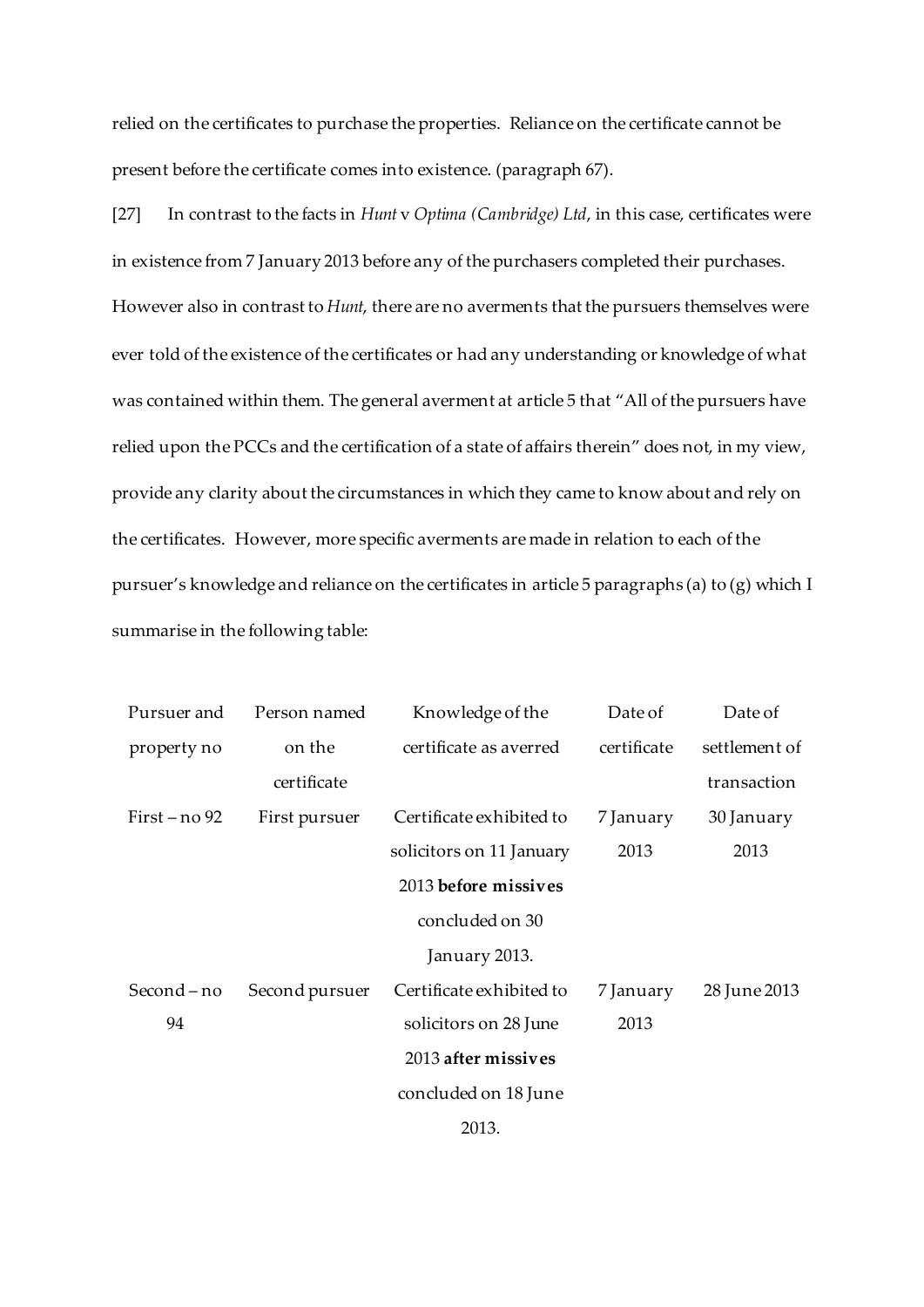relied on the certificates to purchase the properties. Reliance on the certificate cannot be present before the certificate comes into existence. (paragraph 67).

[27] In contrast to the facts in *Hunt* v *Optima (Cambridge) Ltd*, in this case, certificates were in existence from 7 January 2013 before any of the purchasers completed their purchases. However also in contrast to *Hunt*, there are no averments that the pursuers themselves were ever told of the existence of the certificates or had any understanding or knowledge of what was contained within them. The general averment at article 5 that "All of the pursuers have relied upon the PCCs and the certification of a state of affairs therein" does not, in my view, provide any clarity about the circumstances in which they came to know about and rely on the certificates. However, more specific averments are made in relation to each of the pursuer's knowledge and reliance on the certificates in article 5 paragraphs (a) to (g) which I summarise in the following table:

| Pursuer and property no | Person named on the certificate | Knowledge of the certificate as averred | Date of certificate | Date of settlement of transaction |
|---|---|---|---|---|
| First – no 92 | First pursuer | Certificate exhibited to solicitors on 11 January 2013 **before missives** concluded on 30 January 2013. | 7 January 2013 | 30 January 2013 |
| Second – no 94 | Second pursuer | Certificate exhibited to solicitors on 28 June 2013 **after missives** concluded on 18 June 2013. | 7 January 2013 | 28 June 2013 |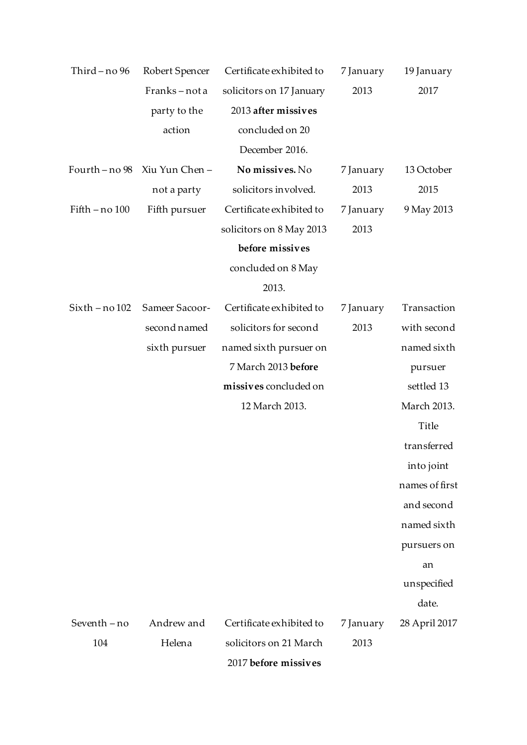| | | | | |
|---|---|---|---|---|
| Third – no 96 | Robert Spencer Franks – not a party to the action | Certificate exhibited to solicitors on 17 January 2013 **after missives** concluded on 20 December 2016. | 7 January 2013 | 19 January 2017 |
| Fourth – no 98 | Xiu Yun Chen – not a party | **No missives.** No solicitors involved. | 7 January 2013 | 13 October 2015 |
| Fifth – no 100 | Fifth pursuer | Certificate exhibited to solicitors on 8 May 2013 **before missives** concluded on 8 May 2013. | 7 January 2013 | 9 May 2013 |
| Sixth – no 102 | Sameer Sacoor-second named sixth pursuer | Certificate exhibited to solicitors for second named sixth pursuer on 7 March 2013 **before missives** concluded on 12 March 2013. | 7 January 2013 | Transaction with second named sixth pursuer settled 13 March 2013. Title transferred into joint names of first and second named sixth pursuers on an unspecified date. |
| Seventh – no 104 | Andrew and Helena | Certificate exhibited to solicitors on 21 March 2017 **before missives** | 7 January 2013 | 28 April 2017 |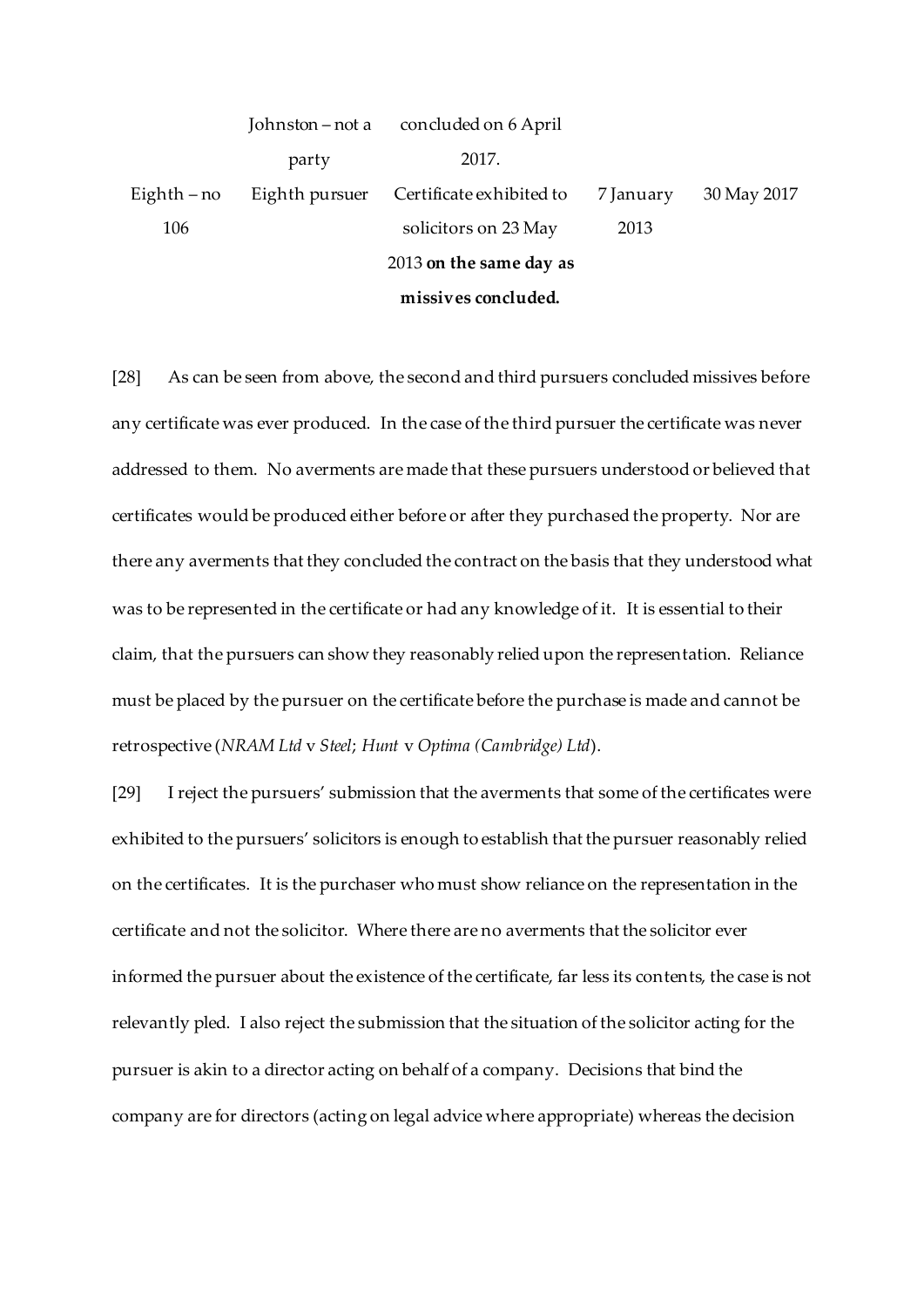|  | Johnston – not a party | concluded on 6 April 2017. |  |  |
| --- | --- | --- | --- | --- |
| Eighth – no 106 | Eighth pursuer | Certificate exhibited to solicitors on 23 May 2013 **on the same day as missives concluded.** | 7 January 2013 | 30 May 2017 |

[28] As can be seen from above, the second and third pursuers concluded missives before any certificate was ever produced. In the case of the third pursuer the certificate was never addressed to them. No averments are made that these pursuers understood or believed that certificates would be produced either before or after they purchased the property. Nor are there any averments that they concluded the contract on the basis that they understood what was to be represented in the certificate or had any knowledge of it. It is essential to their claim, that the pursuers can show they reasonably relied upon the representation. Reliance must be placed by the pursuer on the certificate before the purchase is made and cannot be retrospective (*NRAM Ltd* v *Steel*; *Hunt* v *Optima (Cambridge) Ltd*).

[29] I reject the pursuers' submission that the averments that some of the certificates were exhibited to the pursuers' solicitors is enough to establish that the pursuer reasonably relied on the certificates. It is the purchaser who must show reliance on the representation in the certificate and not the solicitor. Where there are no averments that the solicitor ever informed the pursuer about the existence of the certificate, far less its contents, the case is not relevantly pled. I also reject the submission that the situation of the solicitor acting for the pursuer is akin to a director acting on behalf of a company. Decisions that bind the company are for directors (acting on legal advice where appropriate) whereas the decision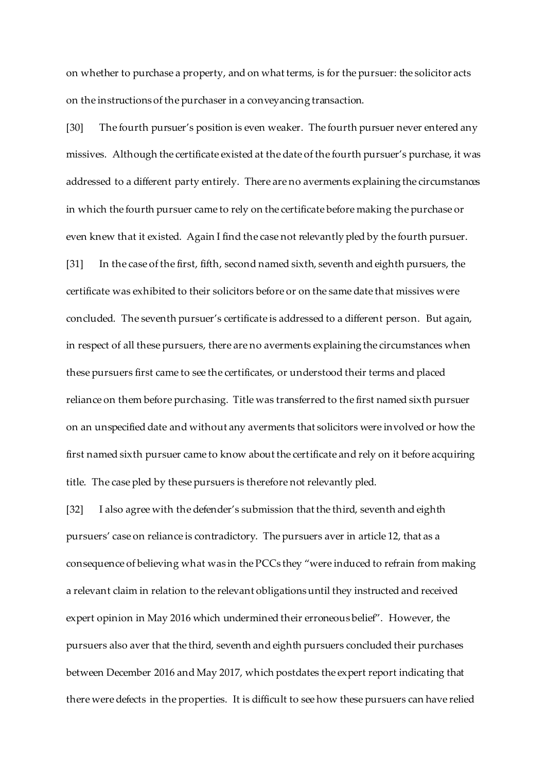on whether to purchase a property, and on what terms, is for the pursuer: the solicitor acts on the instructions of the purchaser in a conveyancing transaction.

[30] The fourth pursuer's position is even weaker. The fourth pursuer never entered any missives. Although the certificate existed at the date of the fourth pursuer's purchase, it was addressed to a different party entirely. There are no averments explaining the circumstances in which the fourth pursuer came to rely on the certificate before making the purchase or even knew that it existed. Again I find the case not relevantly pled by the fourth pursuer.

[31] In the case of the first, fifth, second named sixth, seventh and eighth pursuers, the certificate was exhibited to their solicitors before or on the same date that missives were concluded. The seventh pursuer's certificate is addressed to a different person. But again, in respect of all these pursuers, there are no averments explaining the circumstances when these pursuers first came to see the certificates, or understood their terms and placed reliance on them before purchasing. Title was transferred to the first named sixth pursuer on an unspecified date and without any averments that solicitors were involved or how the first named sixth pursuer came to know about the certificate and rely on it before acquiring title. The case pled by these pursuers is therefore not relevantly pled.

[32] I also agree with the defender's submission that the third, seventh and eighth pursuers' case on reliance is contradictory. The pursuers aver in article 12, that as a consequence of believing what was in the PCCs they "were induced to refrain from making a relevant claim in relation to the relevant obligations until they instructed and received expert opinion in May 2016 which undermined their erroneous belief". However, the pursuers also aver that the third, seventh and eighth pursuers concluded their purchases between December 2016 and May 2017, which postdates the expert report indicating that there were defects in the properties. It is difficult to see how these pursuers can have relied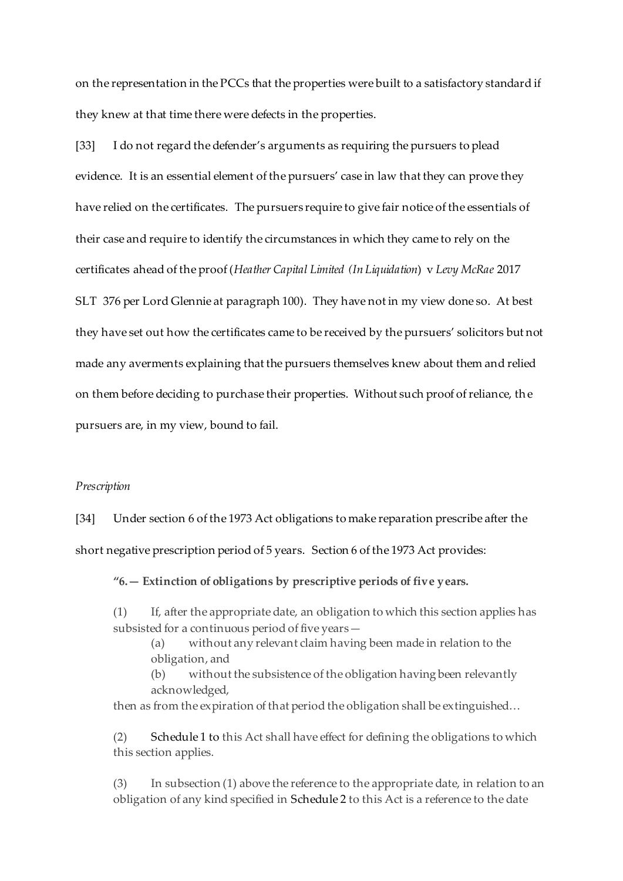on the representation in the PCCs that the properties were built to a satisfactory standard if they knew at that time there were defects in the properties.

[33] I do not regard the defender's arguments as requiring the pursuers to plead evidence. It is an essential element of the pursuers' case in law that they can prove they have relied on the certificates. The pursuers require to give fair notice of the essentials of their case and require to identify the circumstances in which they came to rely on the certificates ahead of the proof (*Heather Capital Limited (In Liquidation)* v *Levy McRae* 2017 SLT 376 per Lord Glennie at paragraph 100). They have not in my view done so. At best they have set out how the certificates came to be received by the pursuers' solicitors but not made any averments explaining that the pursuers themselves knew about them and relied on them before deciding to purchase their properties. Without such proof of reliance, the pursuers are, in my view, bound to fail.

*Prescription*

[34] Under section 6 of the 1973 Act obligations to make reparation prescribe after the short negative prescription period of 5 years. Section 6 of the 1973 Act provides:

> **"6.— Extinction of obligations by prescriptive periods of five years.**
>
> (1) If, after the appropriate date, an obligation to which this section applies has subsisted for a continuous period of five years—
>
> (a) without any relevant claim having been made in relation to the obligation, and
>
> (b) without the subsistence of the obligation having been relevantly acknowledged,
>
> then as from the expiration of that period the obligation shall be extinguished…
>
> (2) Schedule 1 to this Act shall have effect for defining the obligations to which this section applies.
>
> (3) In subsection (1) above the reference to the appropriate date, in relation to an obligation of any kind specified in Schedule 2 to this Act is a reference to the date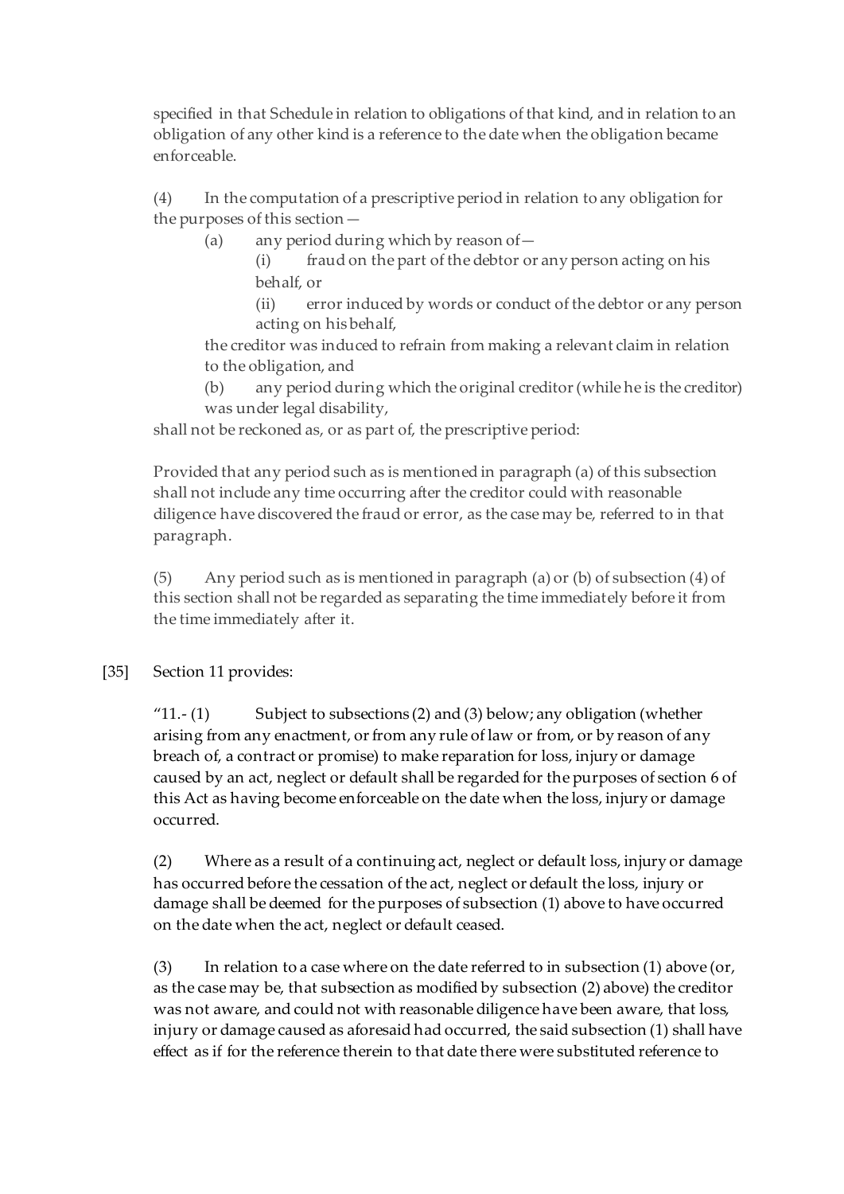specified in that Schedule in relation to obligations of that kind, and in relation to an obligation of any other kind is a reference to the date when the obligation became enforceable.

(4) In the computation of a prescriptive period in relation to any obligation for the purposes of this section—

(a) any period during which by reason of—

(i) fraud on the part of the debtor or any person acting on his behalf, or

(ii) error induced by words or conduct of the debtor or any person acting on his behalf,

the creditor was induced to refrain from making a relevant claim in relation to the obligation, and

(b) any period during which the original creditor (while he is the creditor) was under legal disability,

shall not be reckoned as, or as part of, the prescriptive period:

Provided that any period such as is mentioned in paragraph (a) of this subsection shall not include any time occurring after the creditor could with reasonable diligence have discovered the fraud or error, as the case may be, referred to in that paragraph.

(5) Any period such as is mentioned in paragraph (a) or (b) of subsection (4) of this section shall not be regarded as separating the time immediately before it from the time immediately after it.

[35] Section 11 provides:

"11.- (1) Subject to subsections (2) and (3) below; any obligation (whether arising from any enactment, or from any rule of law or from, or by reason of any breach of, a contract or promise) to make reparation for loss, injury or damage caused by an act, neglect or default shall be regarded for the purposes of section 6 of this Act as having become enforceable on the date when the loss, injury or damage occurred.

(2) Where as a result of a continuing act, neglect or default loss, injury or damage has occurred before the cessation of the act, neglect or default the loss, injury or damage shall be deemed for the purposes of subsection (1) above to have occurred on the date when the act, neglect or default ceased.

(3) In relation to a case where on the date referred to in subsection (1) above (or, as the case may be, that subsection as modified by subsection (2) above) the creditor was not aware, and could not with reasonable diligence have been aware, that loss, injury or damage caused as aforesaid had occurred, the said subsection (1) shall have effect as if for the reference therein to that date there were substituted reference to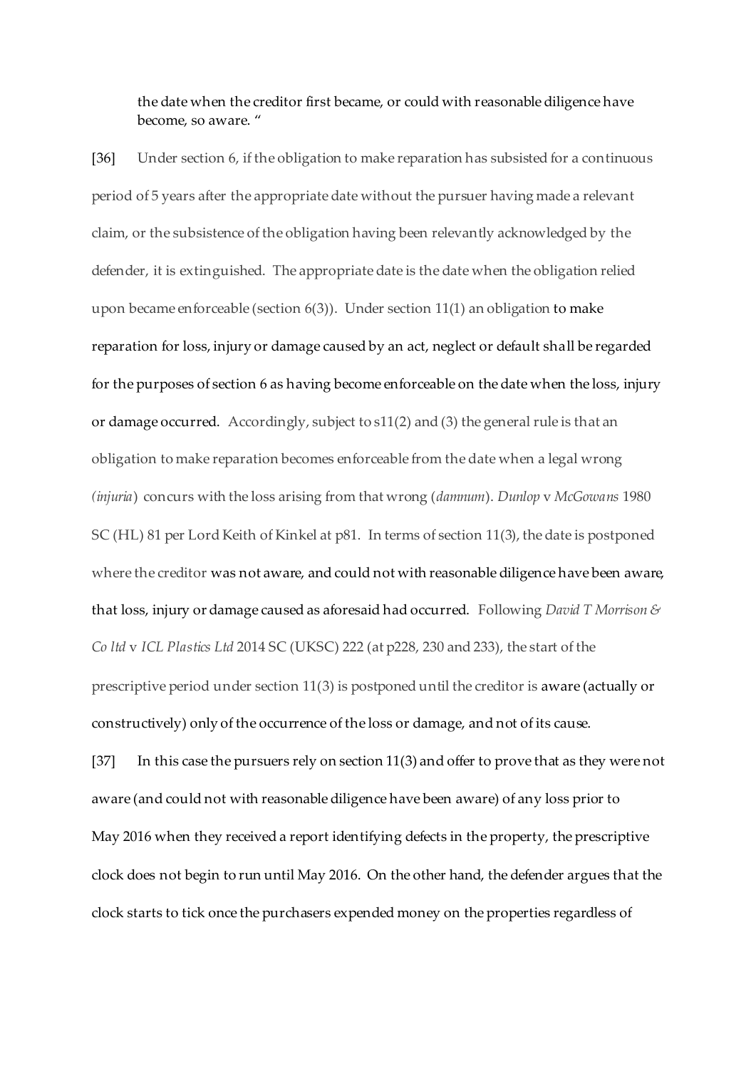the date when the creditor first became, or could with reasonable diligence have become, so aware. "

[36] Under section 6, if the obligation to make reparation has subsisted for a continuous period of 5 years after the appropriate date without the pursuer having made a relevant claim, or the subsistence of the obligation having been relevantly acknowledged by the defender, it is extinguished. The appropriate date is the date when the obligation relied upon became enforceable (section 6(3)). Under section 11(1) an obligation to make reparation for loss, injury or damage caused by an act, neglect or default shall be regarded for the purposes of section 6 as having become enforceable on the date when the loss, injury or damage occurred. Accordingly, subject to s11(2) and (3) the general rule is that an obligation to make reparation becomes enforceable from the date when a legal wrong *(injuria*) concurs with the loss arising from that wrong (*damnum*). *Dunlop* v *McGowans* 1980 SC (HL) 81 per Lord Keith of Kinkel at p81. In terms of section 11(3), the date is postponed where the creditor was not aware, and could not with reasonable diligence have been aware, that loss, injury or damage caused as aforesaid had occurred. Following *David T Morrison & Co ltd* v *ICL Plastics Ltd* 2014 SC (UKSC) 222 (at p228, 230 and 233), the start of the prescriptive period under section 11(3) is postponed until the creditor is aware (actually or constructively) only of the occurrence of the loss or damage, and not of its cause.

[37] In this case the pursuers rely on section 11(3) and offer to prove that as they were not aware (and could not with reasonable diligence have been aware) of any loss prior to May 2016 when they received a report identifying defects in the property, the prescriptive clock does not begin to run until May 2016. On the other hand, the defender argues that the clock starts to tick once the purchasers expended money on the properties regardless of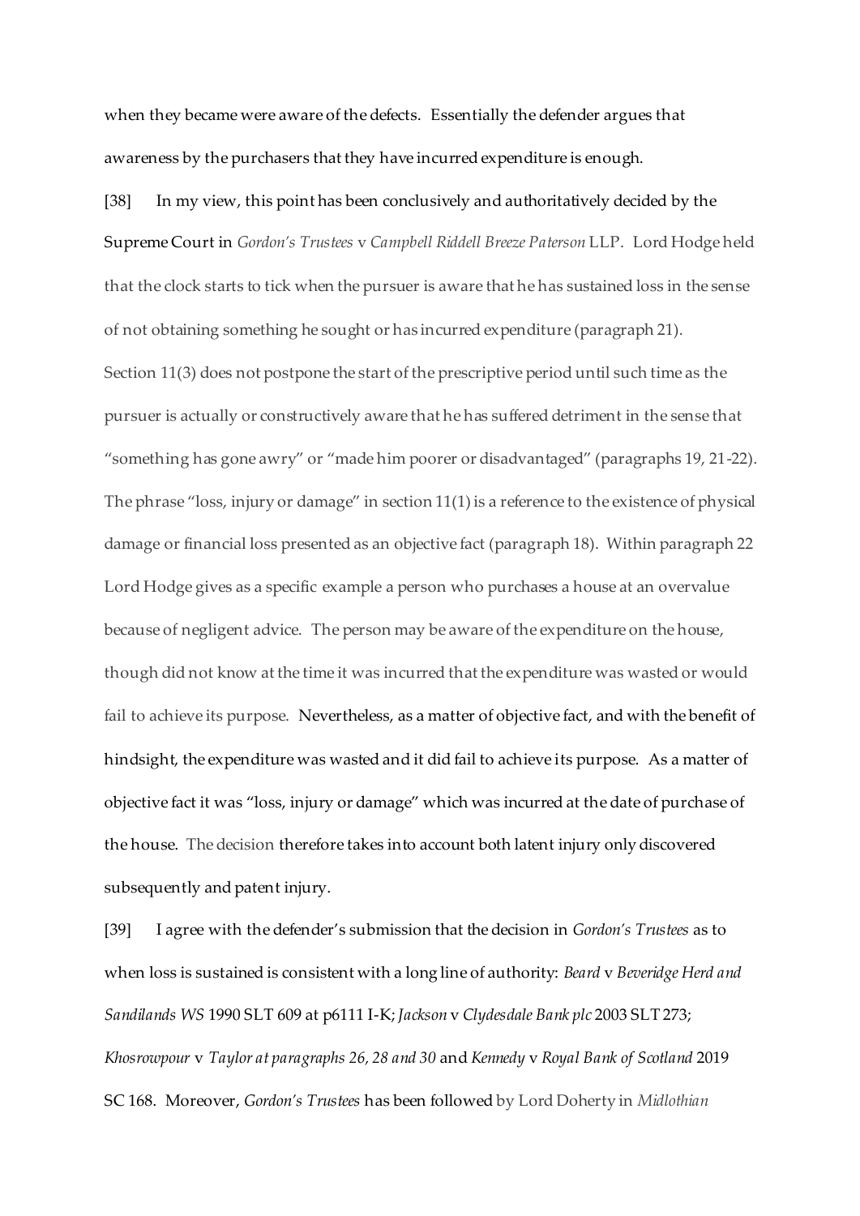when they became were aware of the defects. Essentially the defender argues that awareness by the purchasers that they have incurred expenditure is enough.

[38] In my view, this point has been conclusively and authoritatively decided by the Supreme Court in *Gordon's Trustees* v *Campbell Riddell Breeze Paterson* LLP. Lord Hodge held that the clock starts to tick when the pursuer is aware that he has sustained loss in the sense of not obtaining something he sought or has incurred expenditure (paragraph 21). Section 11(3) does not postpone the start of the prescriptive period until such time as the pursuer is actually or constructively aware that he has suffered detriment in the sense that "something has gone awry" or "made him poorer or disadvantaged" (paragraphs 19, 21-22). The phrase "loss, injury or damage" in section 11(1) is a reference to the existence of physical damage or financial loss presented as an objective fact (paragraph 18). Within paragraph 22 Lord Hodge gives as a specific example a person who purchases a house at an overvalue because of negligent advice. The person may be aware of the expenditure on the house, though did not know at the time it was incurred that the expenditure was wasted or would fail to achieve its purpose. Nevertheless, as a matter of objective fact, and with the benefit of hindsight, the expenditure was wasted and it did fail to achieve its purpose. As a matter of objective fact it was "loss, injury or damage" which was incurred at the date of purchase of the house. The decision therefore takes into account both latent injury only discovered subsequently and patent injury.

[39] I agree with the defender's submission that the decision in *Gordon's Trustees* as to when loss is sustained is consistent with a long line of authority: *Beard* v *Beveridge Herd and Sandilands WS* 1990 SLT 609 at p6111 I-K; *Jackson* v *Clydesdale Bank plc* 2003 SLT 273; *Khosrowpour* v *Taylor at paragraphs 26, 28 and 30* and *Kennedy* v *Royal Bank of Scotland* 2019 SC 168. Moreover, *Gordon's Trustees* has been followed by Lord Doherty in *Midlothian*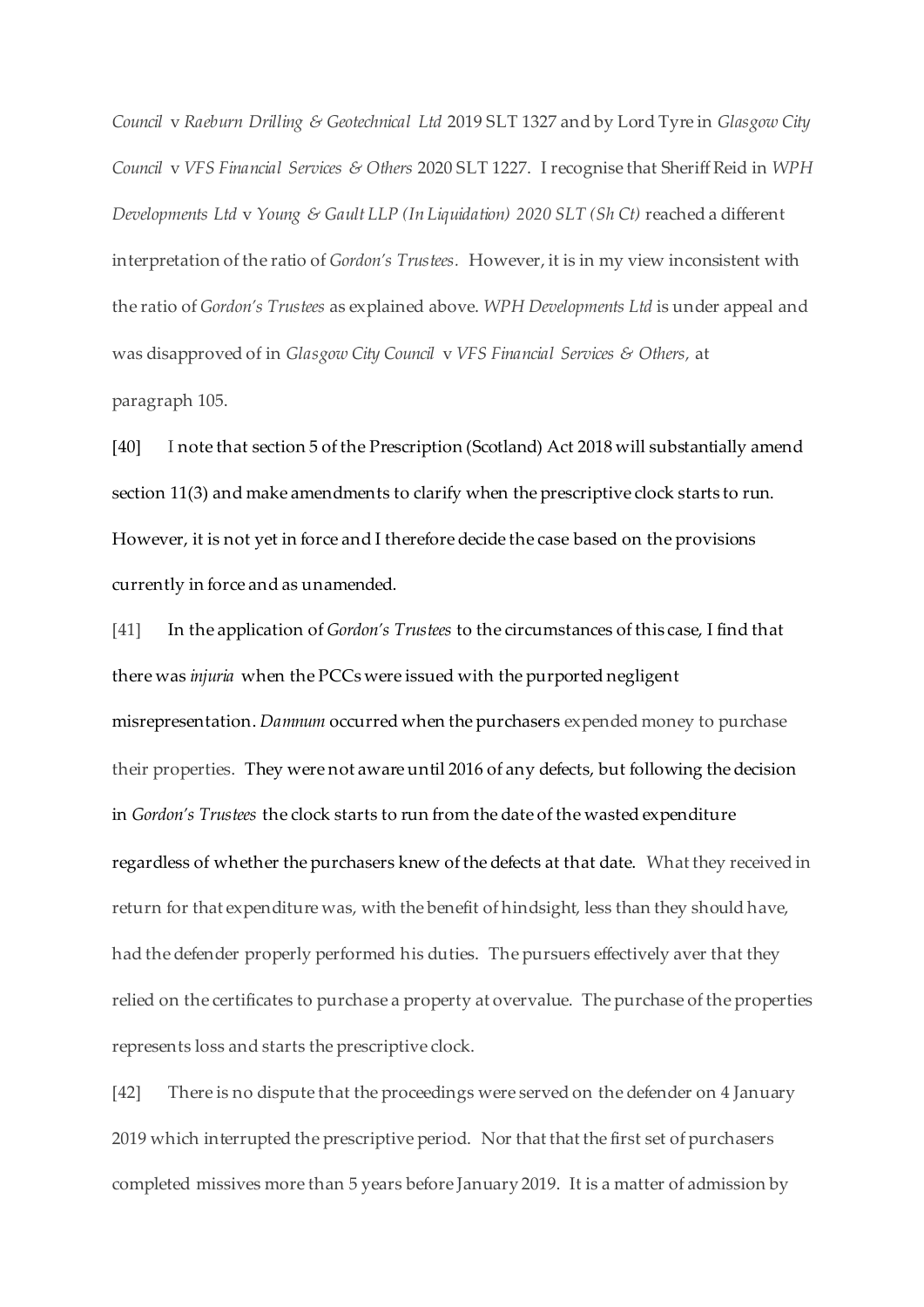*Council* v *Raeburn Drilling & Geotechnical Ltd* 2019 SLT 1327 and by Lord Tyre in *Glasgow City Council* v *VFS Financial Services & Others* 2020 SLT 1227. I recognise that Sheriff Reid in *WPH Developments Ltd* v *Young & Gault LLP (In Liquidation) 2020 SLT (Sh Ct)* reached a different interpretation of the ratio of *Gordon's Trustees.* However, it is in my view inconsistent with the ratio of *Gordon's Trustees* as explained above. *WPH Developments Ltd* is under appeal and was disapproved of in *Glasgow City Council* v *VFS Financial Services & Others,* at paragraph 105.

[40] I note that section 5 of the Prescription (Scotland) Act 2018 will substantially amend section 11(3) and make amendments to clarify when the prescriptive clock starts to run. However, it is not yet in force and I therefore decide the case based on the provisions currently in force and as unamended.

[41] In the application of *Gordon's Trustees* to the circumstances of this case, I find that there was *injuria* when the PCCs were issued with the purported negligent misrepresentation. *Damnum* occurred when the purchasers expended money to purchase their properties. They were not aware until 2016 of any defects, but following the decision in *Gordon's Trustees* the clock starts to run from the date of the wasted expenditure regardless of whether the purchasers knew of the defects at that date. What they received in return for that expenditure was, with the benefit of hindsight, less than they should have, had the defender properly performed his duties. The pursuers effectively aver that they relied on the certificates to purchase a property at overvalue. The purchase of the properties represents loss and starts the prescriptive clock.

[42] There is no dispute that the proceedings were served on the defender on 4 January 2019 which interrupted the prescriptive period. Nor that that the first set of purchasers completed missives more than 5 years before January 2019. It is a matter of admission by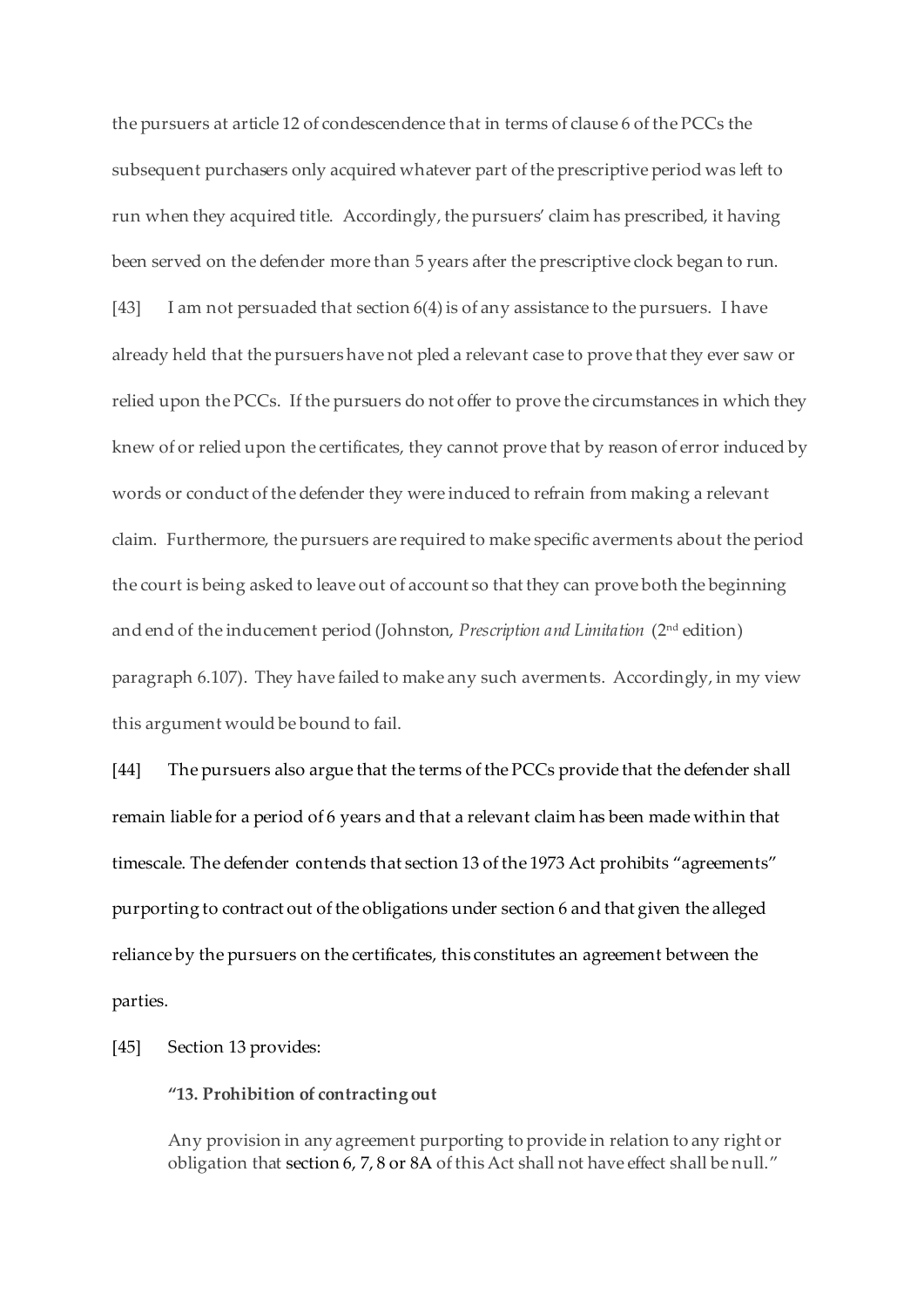the pursuers at article 12 of condescendence that in terms of clause 6 of the PCCs the subsequent purchasers only acquired whatever part of the prescriptive period was left to run when they acquired title. Accordingly, the pursuers' claim has prescribed, it having been served on the defender more than 5 years after the prescriptive clock began to run.

[43] I am not persuaded that section 6(4) is of any assistance to the pursuers. I have already held that the pursuers have not pled a relevant case to prove that they ever saw or relied upon the PCCs. If the pursuers do not offer to prove the circumstances in which they knew of or relied upon the certificates, they cannot prove that by reason of error induced by words or conduct of the defender they were induced to refrain from making a relevant claim. Furthermore, the pursuers are required to make specific averments about the period the court is being asked to leave out of account so that they can prove both the beginning and end of the inducement period (Johnston, *Prescription and Limitation* (2nd edition) paragraph 6.107). They have failed to make any such averments. Accordingly, in my view this argument would be bound to fail.

[44] The pursuers also argue that the terms of the PCCs provide that the defender shall remain liable for a period of 6 years and that a relevant claim has been made within that timescale. The defender contends that section 13 of the 1973 Act prohibits "agreements" purporting to contract out of the obligations under section 6 and that given the alleged reliance by the pursuers on the certificates, this constitutes an agreement between the parties.

[45] Section 13 provides:

> **"13. Prohibition of contracting out**
>
> Any provision in any agreement purporting to provide in relation to any right or obligation that section 6, 7, 8 or 8A of this Act shall not have effect shall be null."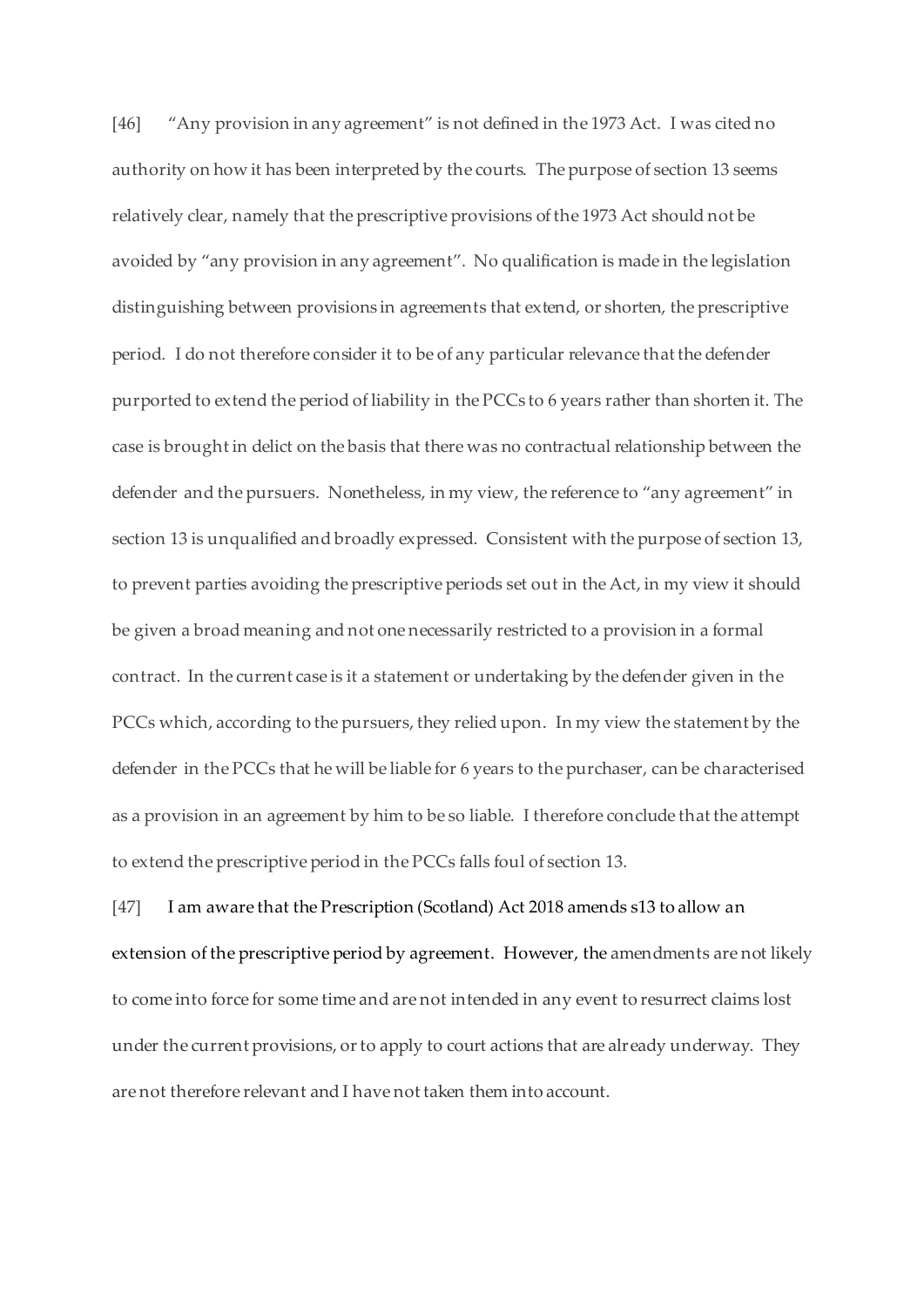[46] "Any provision in any agreement" is not defined in the 1973 Act. I was cited no authority on how it has been interpreted by the courts. The purpose of section 13 seems relatively clear, namely that the prescriptive provisions of the 1973 Act should not be avoided by "any provision in any agreement". No qualification is made in the legislation distinguishing between provisions in agreements that extend, or shorten, the prescriptive period. I do not therefore consider it to be of any particular relevance that the defender purported to extend the period of liability in the PCCs to 6 years rather than shorten it. The case is brought in delict on the basis that there was no contractual relationship between the defender and the pursuers. Nonetheless, in my view, the reference to "any agreement" in section 13 is unqualified and broadly expressed. Consistent with the purpose of section 13, to prevent parties avoiding the prescriptive periods set out in the Act, in my view it should be given a broad meaning and not one necessarily restricted to a provision in a formal contract. In the current case is it a statement or undertaking by the defender given in the PCCs which, according to the pursuers, they relied upon. In my view the statement by the defender in the PCCs that he will be liable for 6 years to the purchaser, can be characterised as a provision in an agreement by him to be so liable. I therefore conclude that the attempt to extend the prescriptive period in the PCCs falls foul of section 13.

[47] I am aware that the Prescription (Scotland) Act 2018 amends s13 to allow an extension of the prescriptive period by agreement. However, the amendments are not likely to come into force for some time and are not intended in any event to resurrect claims lost under the current provisions, or to apply to court actions that are already underway. They are not therefore relevant and I have not taken them into account.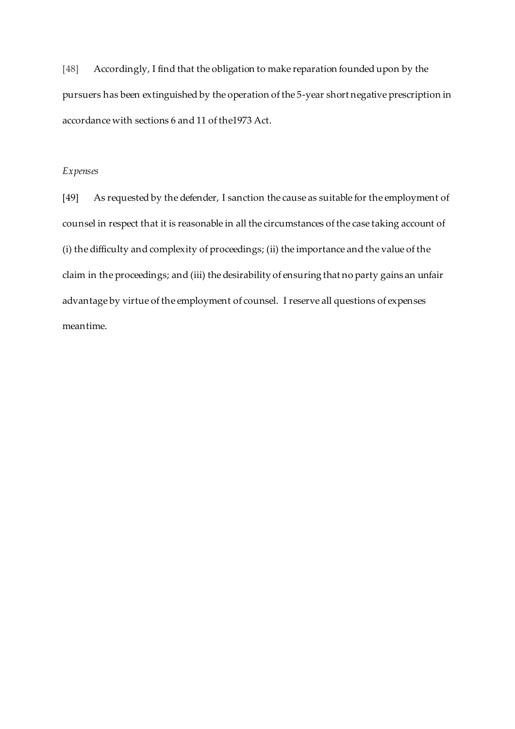[48] Accordingly, I find that the obligation to make reparation founded upon by the pursuers has been extinguished by the operation of the 5-year short negative prescription in accordance with sections 6 and 11 of the1973 Act.

*Expenses*

[49] As requested by the defender, I sanction the cause as suitable for the employment of counsel in respect that it is reasonable in all the circumstances of the case taking account of (i) the difficulty and complexity of proceedings; (ii) the importance and the value of the claim in the proceedings; and (iii) the desirability of ensuring that no party gains an unfair advantage by virtue of the employment of counsel. I reserve all questions of expenses meantime.